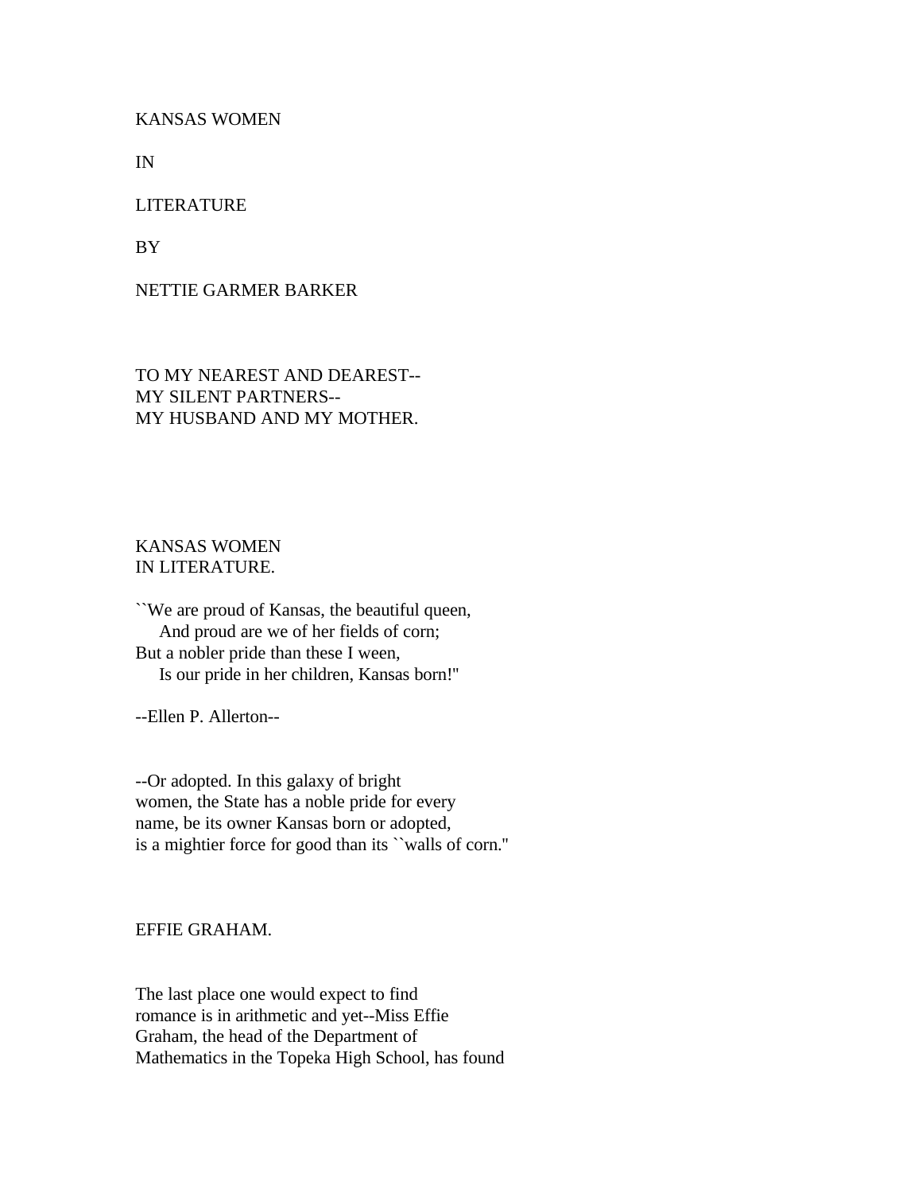# KANSAS WOMEN

# IN

# LITERATURE

BY

NETTIE GARMER BARKER

TO MY NEAREST AND DEAREST--
MY SILENT PARTNERS--
MY HUSBAND AND MY MOTHER.

## KANSAS WOMEN IN LITERATURE.

``We are proud of Kansas, the beautiful queen,
    And proud are we of her fields of corn;
But a nobler pride than these I ween,
    Is our pride in her children, Kansas born!''

--Ellen P. Allerton--

--Or adopted. In this galaxy of bright women, the State has a noble pride for every name, be its owner Kansas born or adopted, is a mightier force for good than its ``walls of corn.''

### EFFIE GRAHAM.

The last place one would expect to find romance is in arithmetic and yet--Miss Effie Graham, the head of the Department of Mathematics in the Topeka High School, has found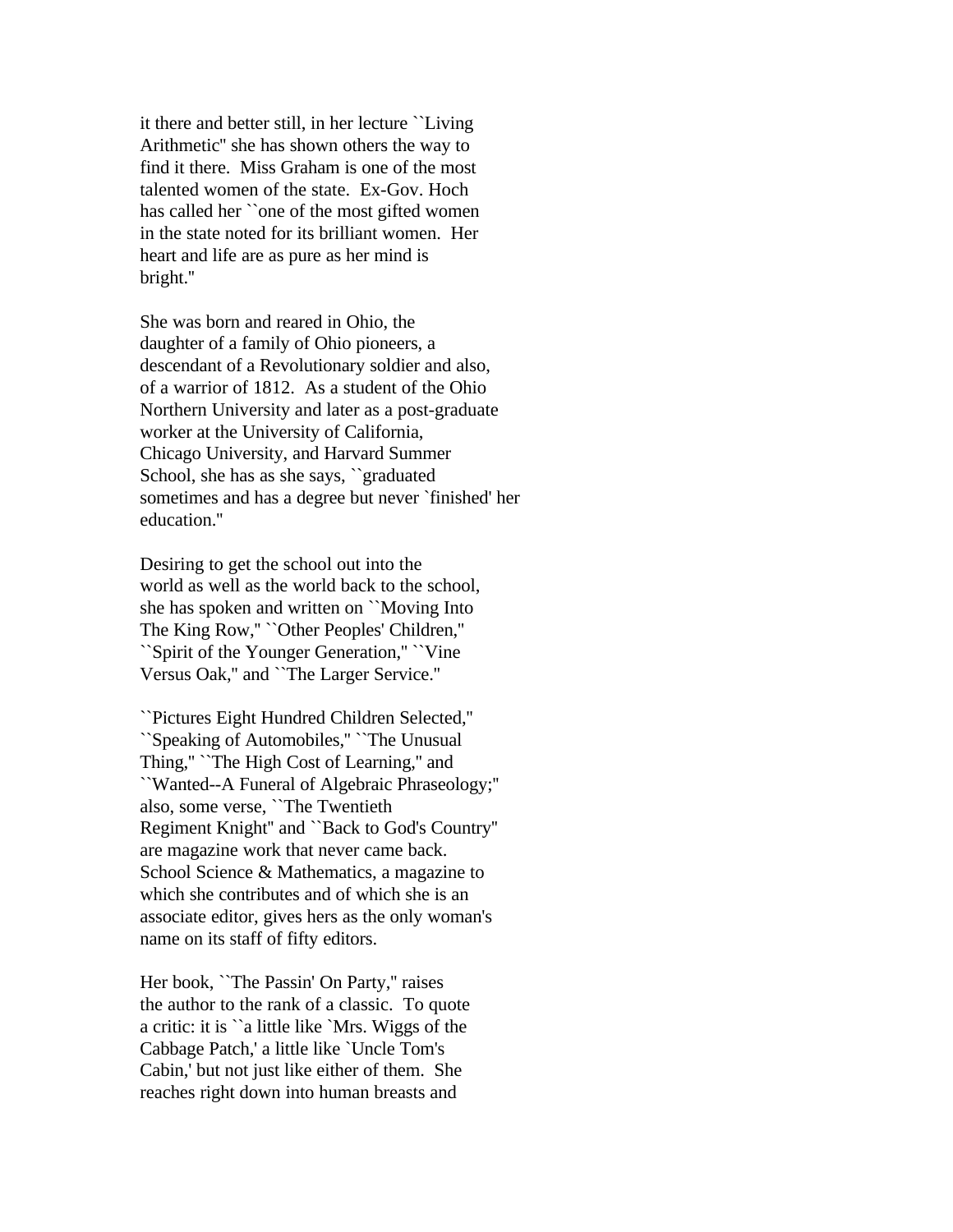it there and better still, in her lecture ``Living Arithmetic'' she has shown others the way to find it there. Miss Graham is one of the most talented women of the state. Ex-Gov. Hoch has called her ``one of the most gifted women in the state noted for its brilliant women. Her heart and life are as pure as her mind is bright.''

She was born and reared in Ohio, the daughter of a family of Ohio pioneers, a descendant of a Revolutionary soldier and also, of a warrior of 1812. As a student of the Ohio Northern University and later as a post-graduate worker at the University of California, Chicago University, and Harvard Summer School, she has as she says, ``graduated sometimes and has a degree but never `finished' her education.''

Desiring to get the school out into the world as well as the world back to the school, she has spoken and written on ``Moving Into The King Row,'' ``Other Peoples' Children,'' ``Spirit of the Younger Generation,'' ``Vine Versus Oak,'' and ``The Larger Service.''

``Pictures Eight Hundred Children Selected,'' ``Speaking of Automobiles,'' ``The Unusual Thing,'' ``The High Cost of Learning,'' and ``Wanted--A Funeral of Algebraic Phraseology;'' also, some verse, ``The Twentieth Regiment Knight'' and ``Back to God's Country'' are magazine work that never came back. School Science & Mathematics, a magazine to which she contributes and of which she is an associate editor, gives hers as the only woman's name on its staff of fifty editors.

Her book, ``The Passin' On Party,'' raises the author to the rank of a classic. To quote a critic: it is ``a little like `Mrs. Wiggs of the Cabbage Patch,' a little like `Uncle Tom's Cabin,' but not just like either of them. She reaches right down into human breasts and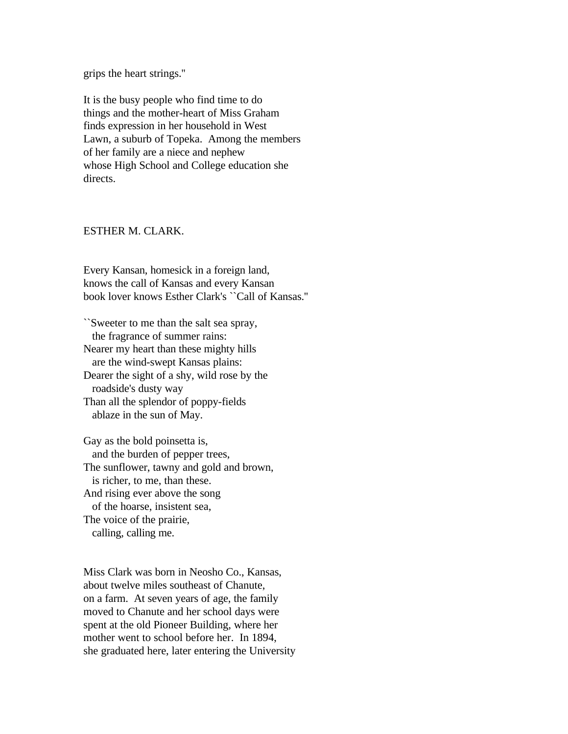grips the heart strings."

It is the busy people who find time to do things and the mother-heart of Miss Graham finds expression in her household in West Lawn, a suburb of Topeka. Among the members of her family are a niece and nephew whose High School and College education she directs.

## ESTHER M. CLARK.

Every Kansan, homesick in a foreign land, knows the call of Kansas and every Kansan book lover knows Esther Clark's ``Call of Kansas."

``Sweeter to me than the salt sea spray,
  the fragrance of summer rains:
Nearer my heart than these mighty hills
  are the wind-swept Kansas plains:
Dearer the sight of a shy, wild rose by the
  roadside's dusty way
Than all the splendor of poppy-fields
  ablaze in the sun of May.

Gay as the bold poinsetta is,
  and the burden of pepper trees,
The sunflower, tawny and gold and brown,
  is richer, to me, than these.
And rising ever above the song
  of the hoarse, insistent sea,
The voice of the prairie,
  calling, calling me.

Miss Clark was born in Neosho Co., Kansas, about twelve miles southeast of Chanute, on a farm. At seven years of age, the family moved to Chanute and her school days were spent at the old Pioneer Building, where her mother went to school before her. In 1894, she graduated here, later entering the University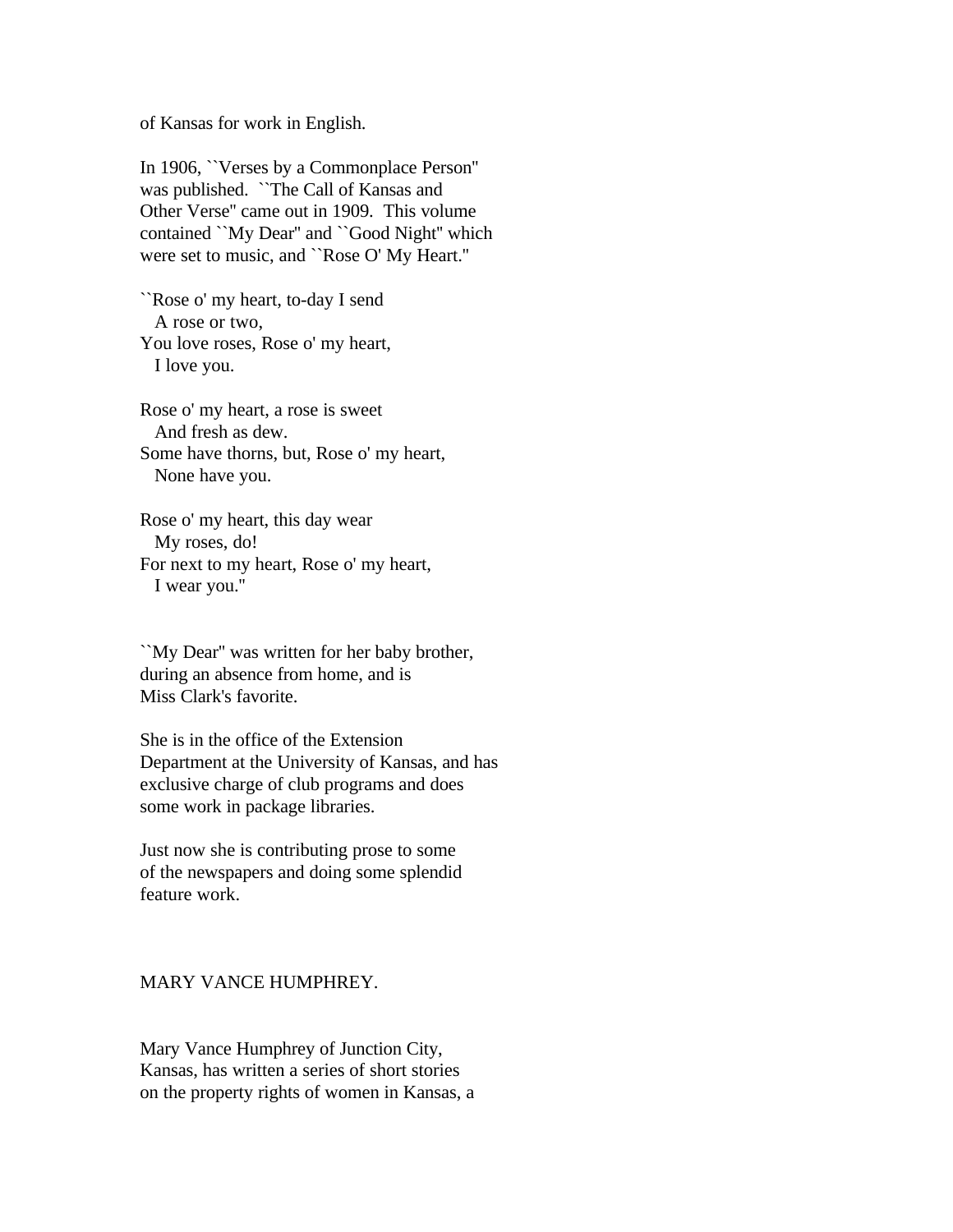of Kansas for work in English.

In 1906, ``Verses by a Commonplace Person'' was published. ``The Call of Kansas and Other Verse'' came out in 1909. This volume contained ``My Dear'' and ``Good Night'' which were set to music, and ``Rose O' My Heart.''

``Rose o' my heart, to-day I send  
  A rose or two,  
You love roses, Rose o' my heart,  
  I love you.

Rose o' my heart, a rose is sweet  
  And fresh as dew.  
Some have thorns, but, Rose o' my heart,  
  None have you.

Rose o' my heart, this day wear  
  My roses, do!  
For next to my heart, Rose o' my heart,  
  I wear you.''

``My Dear'' was written for her baby brother, during an absence from home, and is Miss Clark's favorite.

She is in the office of the Extension Department at the University of Kansas, and has exclusive charge of club programs and does some work in package libraries.

Just now she is contributing prose to some of the newspapers and doing some splendid feature work.

## MARY VANCE HUMPHREY.

Mary Vance Humphrey of Junction City, Kansas, has written a series of short stories on the property rights of women in Kansas, a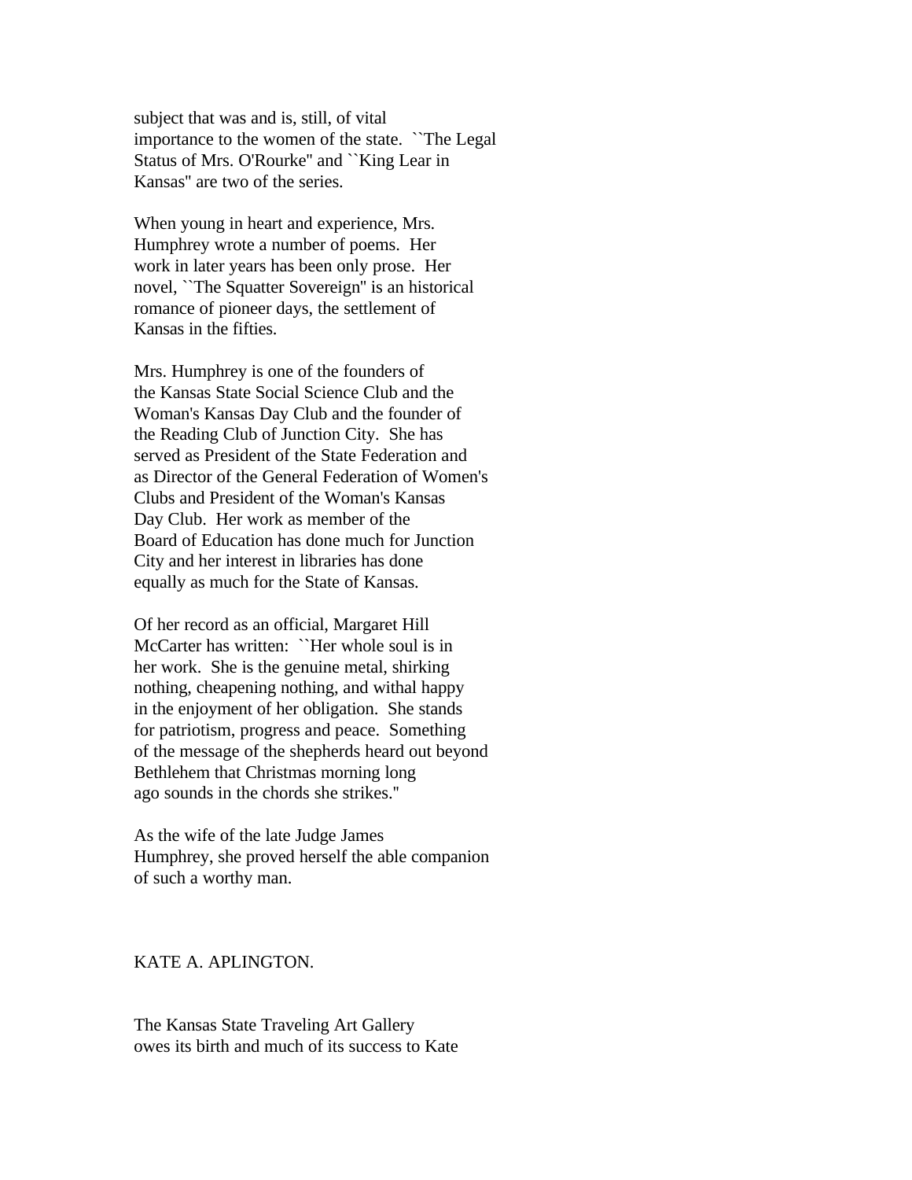subject that was and is, still, of vital importance to the women of the state. ``The Legal Status of Mrs. O'Rourke'' and ``King Lear in Kansas'' are two of the series.

When young in heart and experience, Mrs. Humphrey wrote a number of poems. Her work in later years has been only prose. Her novel, ``The Squatter Sovereign'' is an historical romance of pioneer days, the settlement of Kansas in the fifties.

Mrs. Humphrey is one of the founders of the Kansas State Social Science Club and the Woman's Kansas Day Club and the founder of the Reading Club of Junction City. She has served as President of the State Federation and as Director of the General Federation of Women's Clubs and President of the Woman's Kansas Day Club. Her work as member of the Board of Education has done much for Junction City and her interest in libraries has done equally as much for the State of Kansas.

Of her record as an official, Margaret Hill McCarter has written: ``Her whole soul is in her work. She is the genuine metal, shirking nothing, cheapening nothing, and withal happy in the enjoyment of her obligation. She stands for patriotism, progress and peace. Something of the message of the shepherds heard out beyond Bethlehem that Christmas morning long ago sounds in the chords she strikes.''

As the wife of the late Judge James Humphrey, she proved herself the able companion of such a worthy man.

## KATE A. APLINGTON.

The Kansas State Traveling Art Gallery owes its birth and much of its success to Kate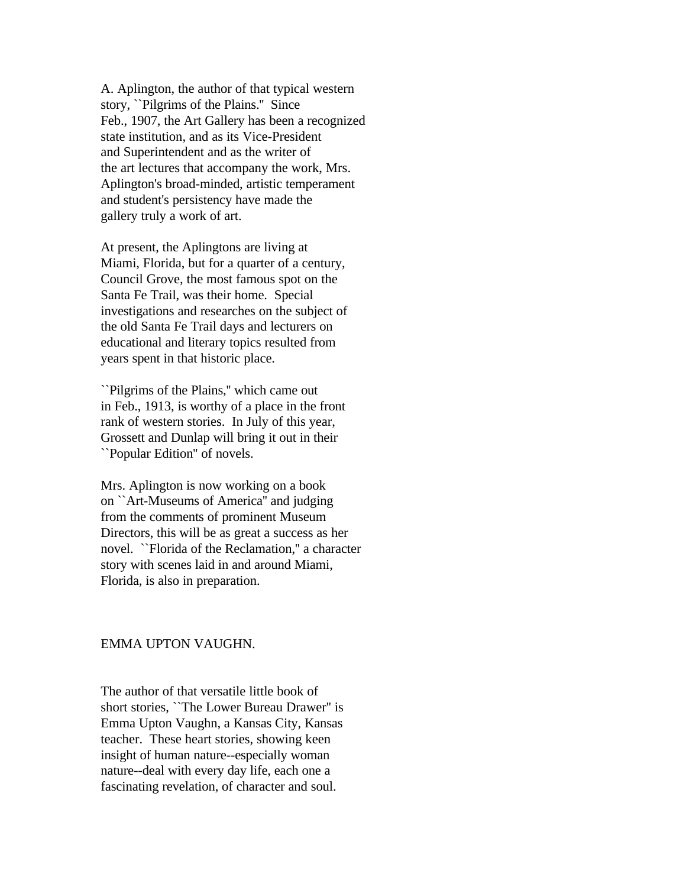A. Aplington, the author of that typical western story, ``Pilgrims of the Plains.'' Since Feb., 1907, the Art Gallery has been a recognized state institution, and as its Vice-President and Superintendent and as the writer of the art lectures that accompany the work, Mrs. Aplington's broad-minded, artistic temperament and student's persistency have made the gallery truly a work of art.

At present, the Aplingtons are living at Miami, Florida, but for a quarter of a century, Council Grove, the most famous spot on the Santa Fe Trail, was their home. Special investigations and researches on the subject of the old Santa Fe Trail days and lecturers on educational and literary topics resulted from years spent in that historic place.

``Pilgrims of the Plains,'' which came out in Feb., 1913, is worthy of a place in the front rank of western stories. In July of this year, Grossett and Dunlap will bring it out in their ``Popular Edition'' of novels.

Mrs. Aplington is now working on a book on ``Art-Museums of America'' and judging from the comments of prominent Museum Directors, this will be as great a success as her novel. ``Florida of the Reclamation,'' a character story with scenes laid in and around Miami, Florida, is also in preparation.

## EMMA UPTON VAUGHN.

The author of that versatile little book of short stories, ``The Lower Bureau Drawer'' is Emma Upton Vaughn, a Kansas City, Kansas teacher. These heart stories, showing keen insight of human nature--especially woman nature--deal with every day life, each one a fascinating revelation, of character and soul.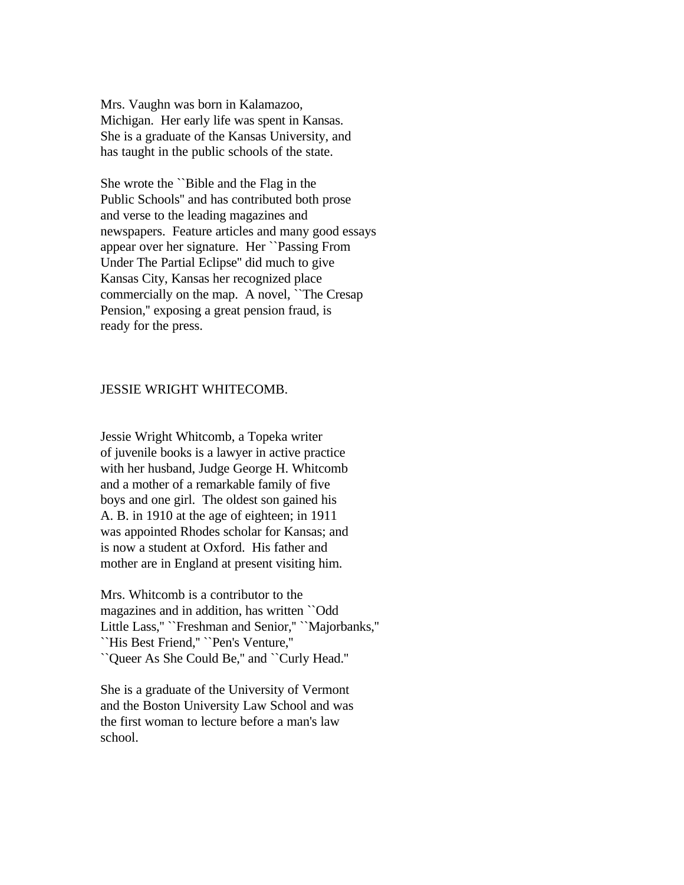Mrs. Vaughn was born in Kalamazoo, Michigan. Her early life was spent in Kansas. She is a graduate of the Kansas University, and has taught in the public schools of the state.

She wrote the ``Bible and the Flag in the Public Schools'' and has contributed both prose and verse to the leading magazines and newspapers. Feature articles and many good essays appear over her signature. Her ``Passing From Under The Partial Eclipse'' did much to give Kansas City, Kansas her recognized place commercially on the map. A novel, ``The Cresap Pension,'' exposing a great pension fraud, is ready for the press.

## JESSIE WRIGHT WHITECOMB.

Jessie Wright Whitcomb, a Topeka writer of juvenile books is a lawyer in active practice with her husband, Judge George H. Whitcomb and a mother of a remarkable family of five boys and one girl. The oldest son gained his A. B. in 1910 at the age of eighteen; in 1911 was appointed Rhodes scholar for Kansas; and is now a student at Oxford. His father and mother are in England at present visiting him.

Mrs. Whitcomb is a contributor to the magazines and in addition, has written ``Odd Little Lass,'' ``Freshman and Senior,'' ``Majorbanks,'' ``His Best Friend,'' ``Pen's Venture,'' ``Queer As She Could Be,'' and ``Curly Head.''

She is a graduate of the University of Vermont and the Boston University Law School and was the first woman to lecture before a man's law school.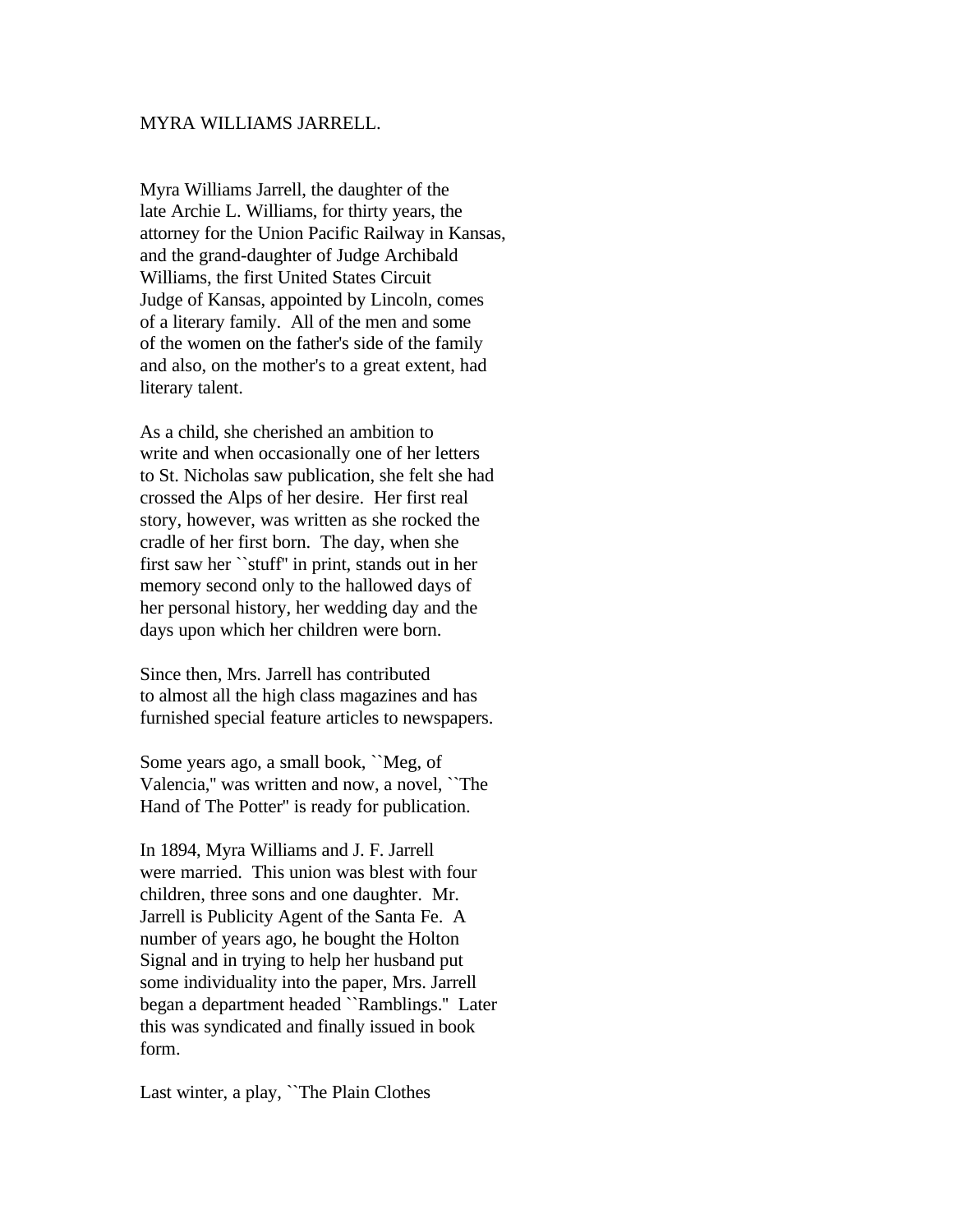MYRA WILLIAMS JARRELL.

Myra Williams Jarrell, the daughter of the late Archie L. Williams, for thirty years, the attorney for the Union Pacific Railway in Kansas, and the grand-daughter of Judge Archibald Williams, the first United States Circuit Judge of Kansas, appointed by Lincoln, comes of a literary family. All of the men and some of the women on the father's side of the family and also, on the mother's to a great extent, had literary talent.

As a child, she cherished an ambition to write and when occasionally one of her letters to St. Nicholas saw publication, she felt she had crossed the Alps of her desire. Her first real story, however, was written as she rocked the cradle of her first born. The day, when she first saw her ``stuff'' in print, stands out in her memory second only to the hallowed days of her personal history, her wedding day and the days upon which her children were born.

Since then, Mrs. Jarrell has contributed to almost all the high class magazines and has furnished special feature articles to newspapers.

Some years ago, a small book, ``Meg, of Valencia,'' was written and now, a novel, ``The Hand of The Potter'' is ready for publication.

In 1894, Myra Williams and J. F. Jarrell were married. This union was blest with four children, three sons and one daughter. Mr. Jarrell is Publicity Agent of the Santa Fe. A number of years ago, he bought the Holton Signal and in trying to help her husband put some individuality into the paper, Mrs. Jarrell began a department headed ``Ramblings.'' Later this was syndicated and finally issued in book form.

Last winter, a play, ``The Plain Clothes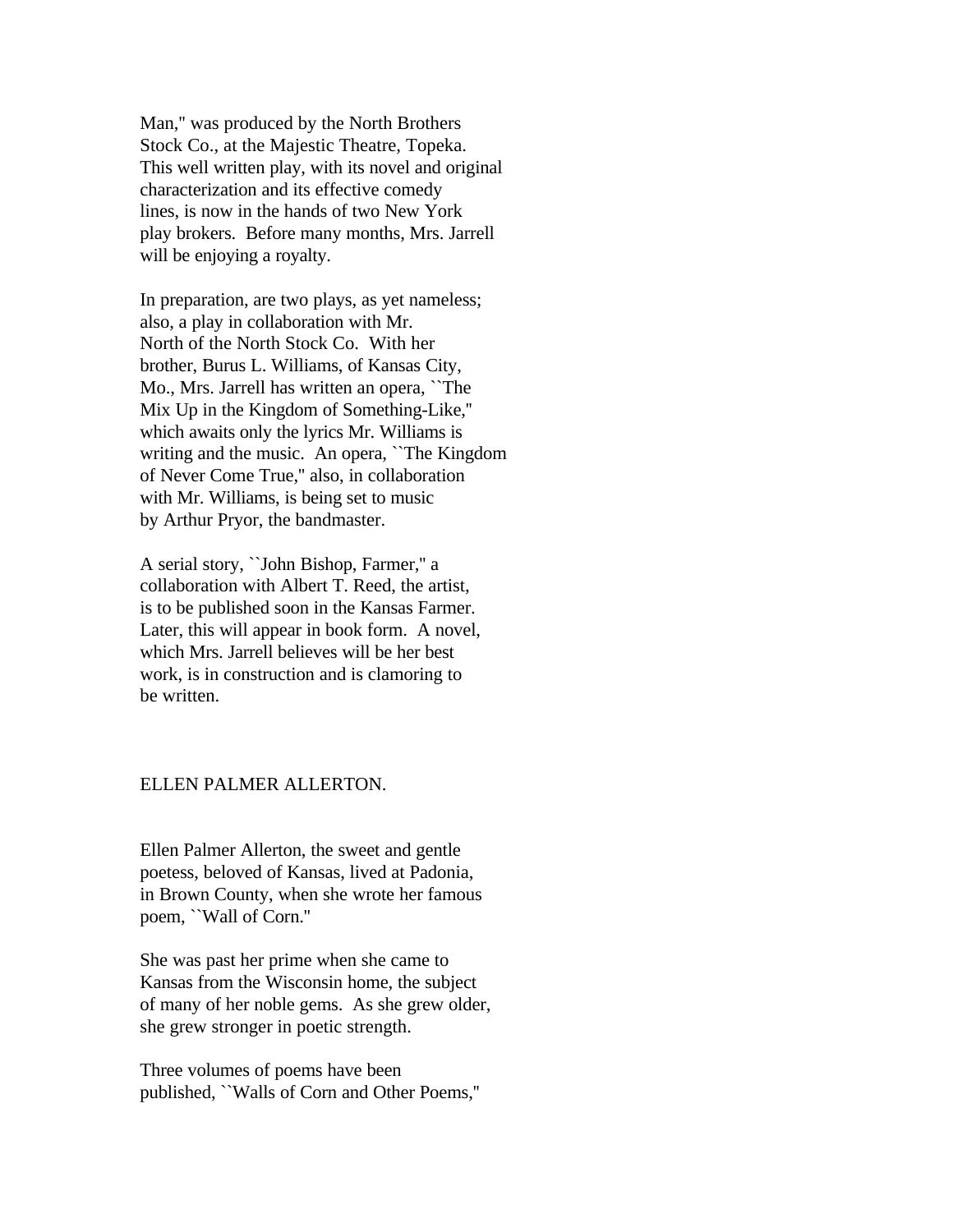Man," was produced by the North Brothers Stock Co., at the Majestic Theatre, Topeka. This well written play, with its novel and original characterization and its effective comedy lines, is now in the hands of two New York play brokers. Before many months, Mrs. Jarrell will be enjoying a royalty.

In preparation, are two plays, as yet nameless; also, a play in collaboration with Mr. North of the North Stock Co. With her brother, Burus L. Williams, of Kansas City, Mo., Mrs. Jarrell has written an opera, ``The Mix Up in the Kingdom of Something-Like,'' which awaits only the lyrics Mr. Williams is writing and the music. An opera, ``The Kingdom of Never Come True,'' also, in collaboration with Mr. Williams, is being set to music by Arthur Pryor, the bandmaster.

A serial story, ``John Bishop, Farmer,'' a collaboration with Albert T. Reed, the artist, is to be published soon in the Kansas Farmer. Later, this will appear in book form. A novel, which Mrs. Jarrell believes will be her best work, is in construction and is clamoring to be written.

## ELLEN PALMER ALLERTON.

Ellen Palmer Allerton, the sweet and gentle poetess, beloved of Kansas, lived at Padonia, in Brown County, when she wrote her famous poem, ``Wall of Corn.''

She was past her prime when she came to Kansas from the Wisconsin home, the subject of many of her noble gems. As she grew older, she grew stronger in poetic strength.

Three volumes of poems have been published, ``Walls of Corn and Other Poems,''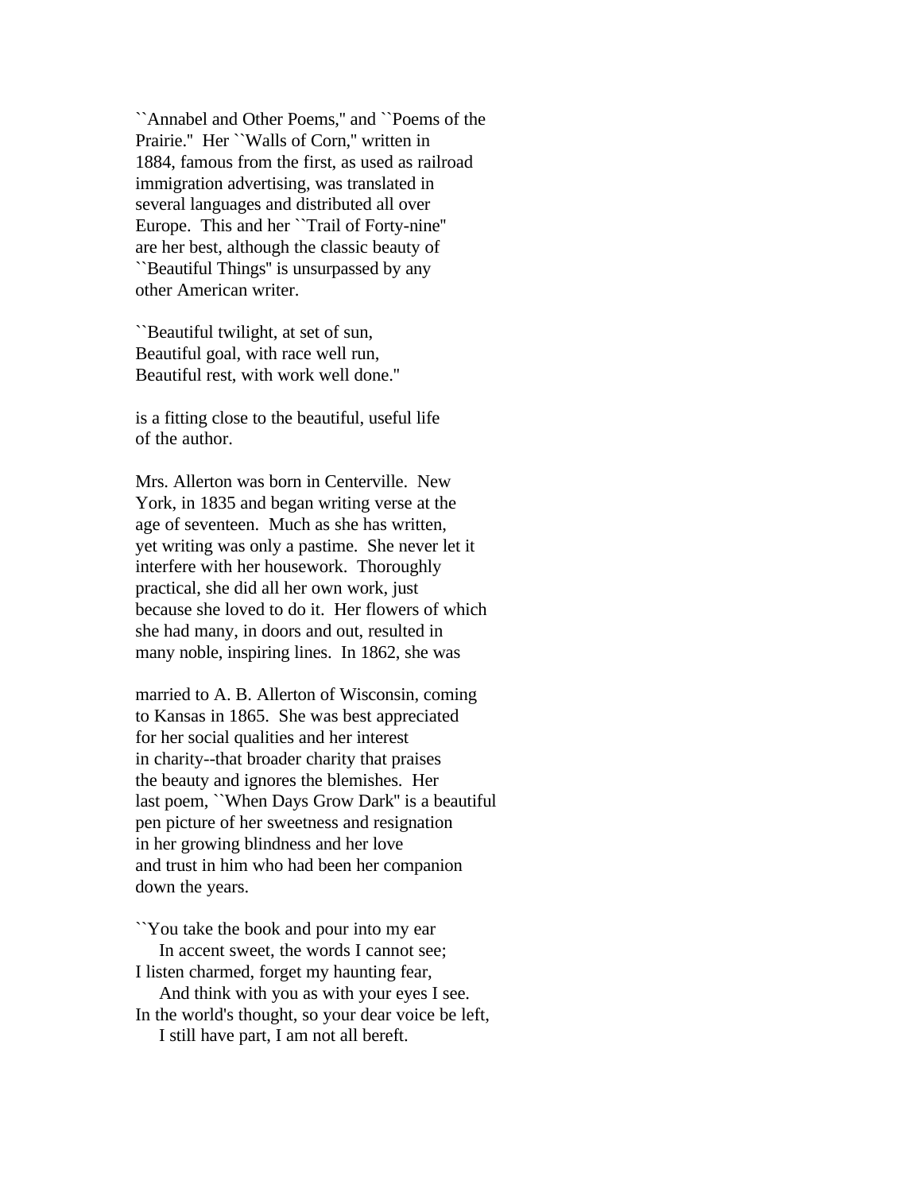``Annabel and Other Poems,'' and ``Poems of the Prairie.''  Her ``Walls of Corn,'' written in 1884, famous from the first, as used as railroad immigration advertising, was translated in several languages and distributed all over Europe.  This and her ``Trail of Forty-nine'' are her best, although the classic beauty of ``Beautiful Things'' is unsurpassed by any other American writer.

``Beautiful twilight, at set of sun,  
Beautiful goal, with race well run,  
Beautiful rest, with work well done.''

is a fitting close to the beautiful, useful life of the author.

Mrs. Allerton was born in Centerville.  New York, in 1835 and began writing verse at the age of seventeen.  Much as she has written, yet writing was only a pastime.  She never let it interfere with her housework.  Thoroughly practical, she did all her own work, just because she loved to do it.  Her flowers of which she had many, in doors and out, resulted in many noble, inspiring lines.  In 1862, she was married to A. B. Allerton of Wisconsin, coming to Kansas in 1865.  She was best appreciated for her social qualities and her interest in charity--that broader charity that praises the beauty and ignores the blemishes.  Her last poem, ``When Days Grow Dark'' is a beautiful pen picture of her sweetness and resignation in her growing blindness and her love and trust in him who had been her companion down the years.

``You take the book and pour into my ear  
    In accent sweet, the words I cannot see;  
I listen charmed, forget my haunting fear,  
    And think with you as with your eyes I see.  
In the world's thought, so your dear voice be left,  
    I still have part, I am not all bereft.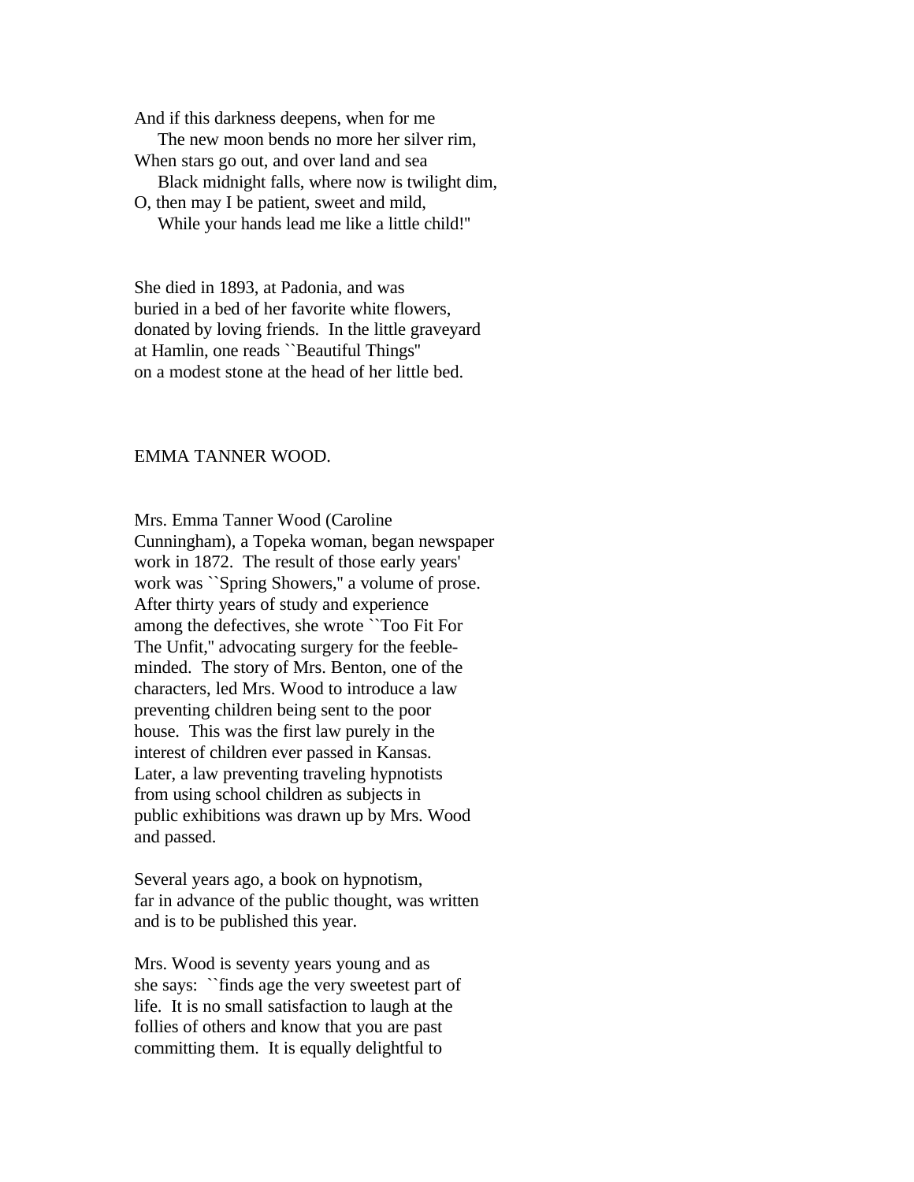And if this darkness deepens, when for me
The new moon bends no more her silver rim,
When stars go out, and over land and sea
Black midnight falls, where now is twilight dim,
O, then may I be patient, sweet and mild,
While your hands lead me like a little child!"

She died in 1893, at Padonia, and was buried in a bed of her favorite white flowers, donated by loving friends. In the little graveyard at Hamlin, one reads ``Beautiful Things'' on a modest stone at the head of her little bed.

## EMMA TANNER WOOD.

Mrs. Emma Tanner Wood (Caroline Cunningham), a Topeka woman, began newspaper work in 1872. The result of those early years' work was ``Spring Showers,'' a volume of prose. After thirty years of study and experience among the defectives, she wrote ``Too Fit For The Unfit,'' advocating surgery for the feeble-minded. The story of Mrs. Benton, one of the characters, led Mrs. Wood to introduce a law preventing children being sent to the poor house. This was the first law purely in the interest of children ever passed in Kansas. Later, a law preventing traveling hypnotists from using school children as subjects in public exhibitions was drawn up by Mrs. Wood and passed.

Several years ago, a book on hypnotism, far in advance of the public thought, was written and is to be published this year.

Mrs. Wood is seventy years young and as she says: ``finds age the very sweetest part of life. It is no small satisfaction to laugh at the follies of others and know that you are past committing them. It is equally delightful to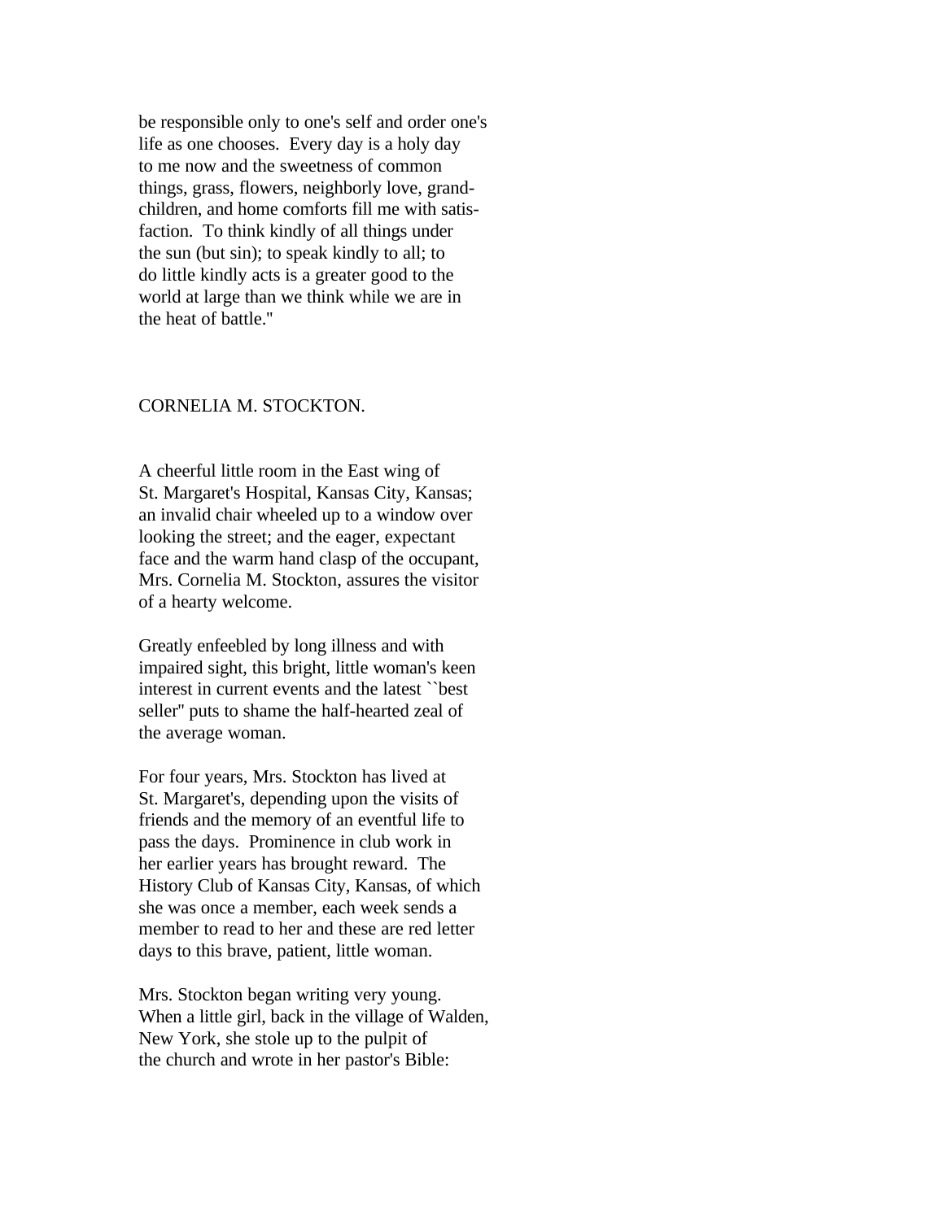be responsible only to one's self and order one's life as one chooses. Every day is a holy day to me now and the sweetness of common things, grass, flowers, neighborly love, grandchildren, and home comforts fill me with satisfaction. To think kindly of all things under the sun (but sin); to speak kindly to all; to do little kindly acts is a greater good to the world at large than we think while we are in the heat of battle."

## CORNELIA M. STOCKTON.

A cheerful little room in the East wing of St. Margaret's Hospital, Kansas City, Kansas; an invalid chair wheeled up to a window over looking the street; and the eager, expectant face and the warm hand clasp of the occupant, Mrs. Cornelia M. Stockton, assures the visitor of a hearty welcome.

Greatly enfeebled by long illness and with impaired sight, this bright, little woman's keen interest in current events and the latest ``best seller'' puts to shame the half-hearted zeal of the average woman.

For four years, Mrs. Stockton has lived at St. Margaret's, depending upon the visits of friends and the memory of an eventful life to pass the days. Prominence in club work in her earlier years has brought reward. The History Club of Kansas City, Kansas, of which she was once a member, each week sends a member to read to her and these are red letter days to this brave, patient, little woman.

Mrs. Stockton began writing very young. When a little girl, back in the village of Walden, New York, she stole up to the pulpit of the church and wrote in her pastor's Bible: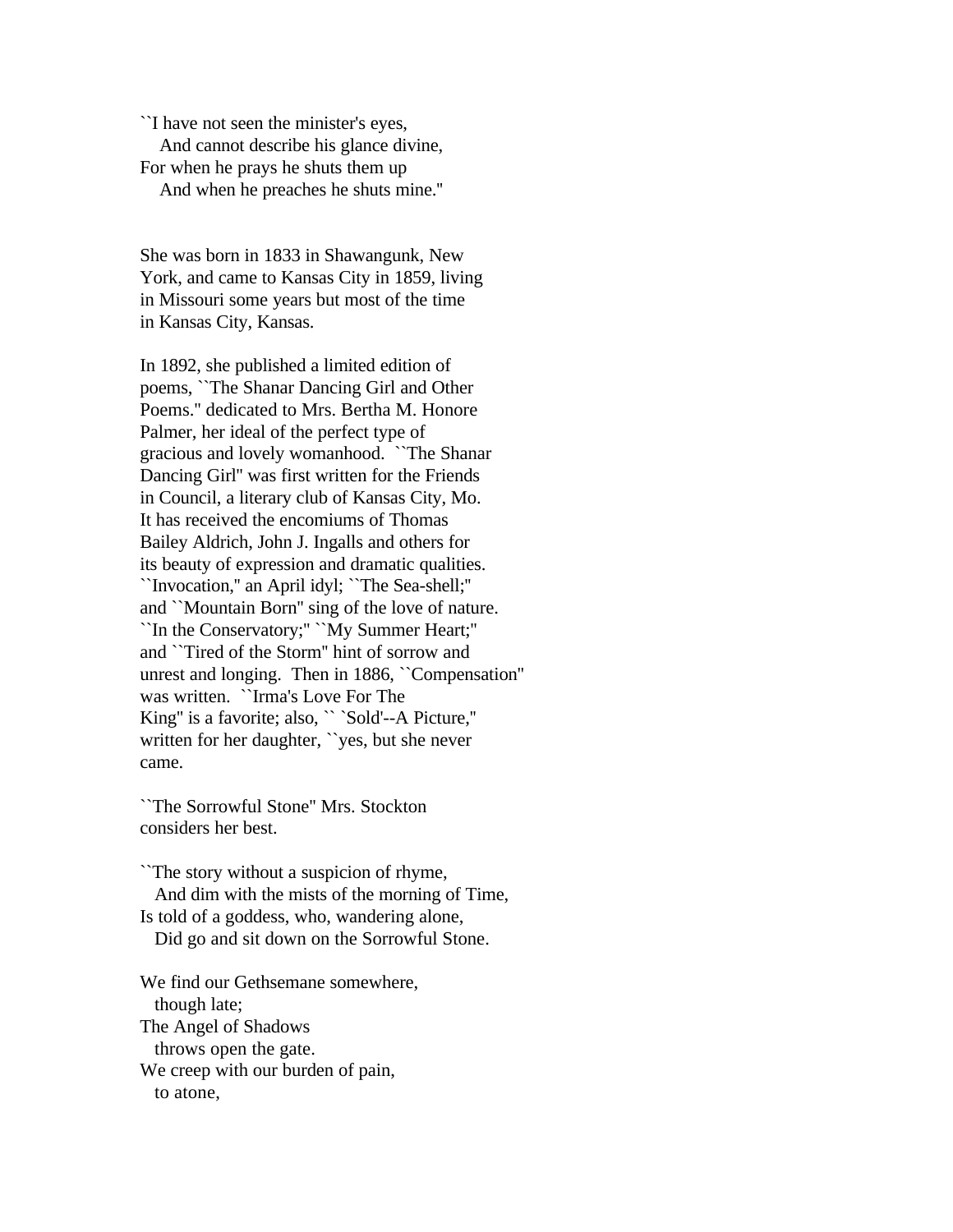``I have not seen the minister's eyes,
   And cannot describe his glance divine,
For when he prays he shuts them up
   And when he preaches he shuts mine.''

She was born in 1833 in Shawangunk, New York, and came to Kansas City in 1859, living in Missouri some years but most of the time in Kansas City, Kansas.

In 1892, she published a limited edition of poems, ``The Shanar Dancing Girl and Other Poems.'' dedicated to Mrs. Bertha M. Honore Palmer, her ideal of the perfect type of gracious and lovely womanhood. ``The Shanar Dancing Girl'' was first written for the Friends in Council, a literary club of Kansas City, Mo. It has received the encomiums of Thomas Bailey Aldrich, John J. Ingalls and others for its beauty of expression and dramatic qualities. ``Invocation,'' an April idyl; ``The Sea-shell;'' and ``Mountain Born'' sing of the love of nature. ``In the Conservatory;'' ``My Summer Heart;'' and ``Tired of the Storm'' hint of sorrow and unrest and longing. Then in 1886, ``Compensation'' was written. ``Irma's Love For The King'' is a favorite; also, `` `Sold'--A Picture,'' written for her daughter, ``yes, but she never came.

``The Sorrowful Stone'' Mrs. Stockton considers her best.

``The story without a suspicion of rhyme,
   And dim with the mists of the morning of Time,
Is told of a goddess, who, wandering alone,
   Did go and sit down on the Sorrowful Stone.

We find our Gethsemane somewhere,
   though late;
The Angel of Shadows
   throws open the gate.
We creep with our burden of pain,
   to atone,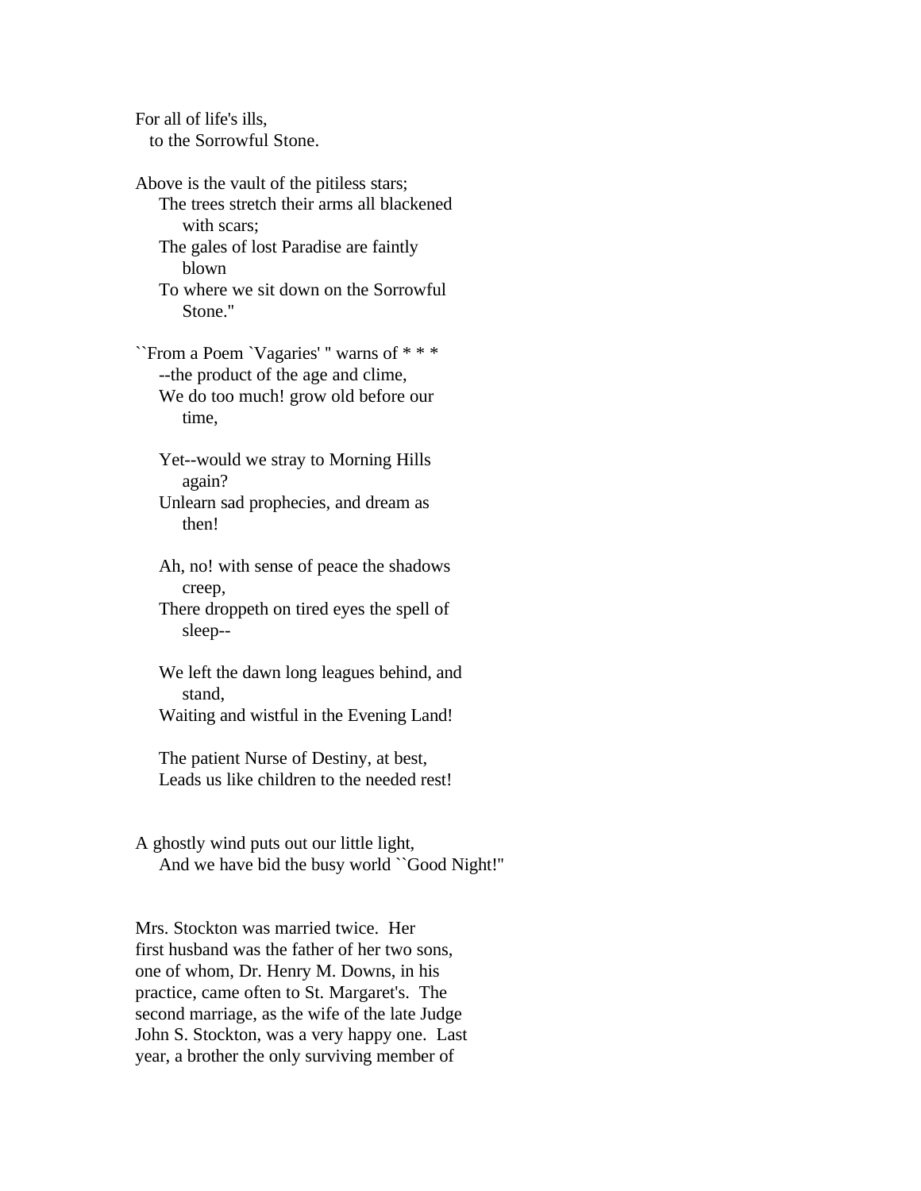For all of life's ills,
   to the Sorrowful Stone.

Above is the vault of the pitiless stars;
    The trees stretch their arms all blackened
        with scars;
    The gales of lost Paradise are faintly
        blown
    To where we sit down on the Sorrowful
        Stone."

``From a Poem `Vagaries' " warns of * * *
    --the product of the age and clime,
    We do too much! grow old before our
        time,

    Yet--would we stray to Morning Hills
        again?
    Unlearn sad prophecies, and dream as
        then!

    Ah, no! with sense of peace the shadows
        creep,
    There droppeth on tired eyes the spell of
        sleep--

    We left the dawn long leagues behind, and
        stand,
    Waiting and wistful in the Evening Land!

    The patient Nurse of Destiny, at best,
    Leads us like children to the needed rest!

A ghostly wind puts out our little light,
    And we have bid the busy world ``Good Night!"

Mrs. Stockton was married twice. Her
first husband was the father of her two sons,
one of whom, Dr. Henry M. Downs, in his
practice, came often to St. Margaret's. The
second marriage, as the wife of the late Judge
John S. Stockton, was a very happy one. Last
year, a brother the only surviving member of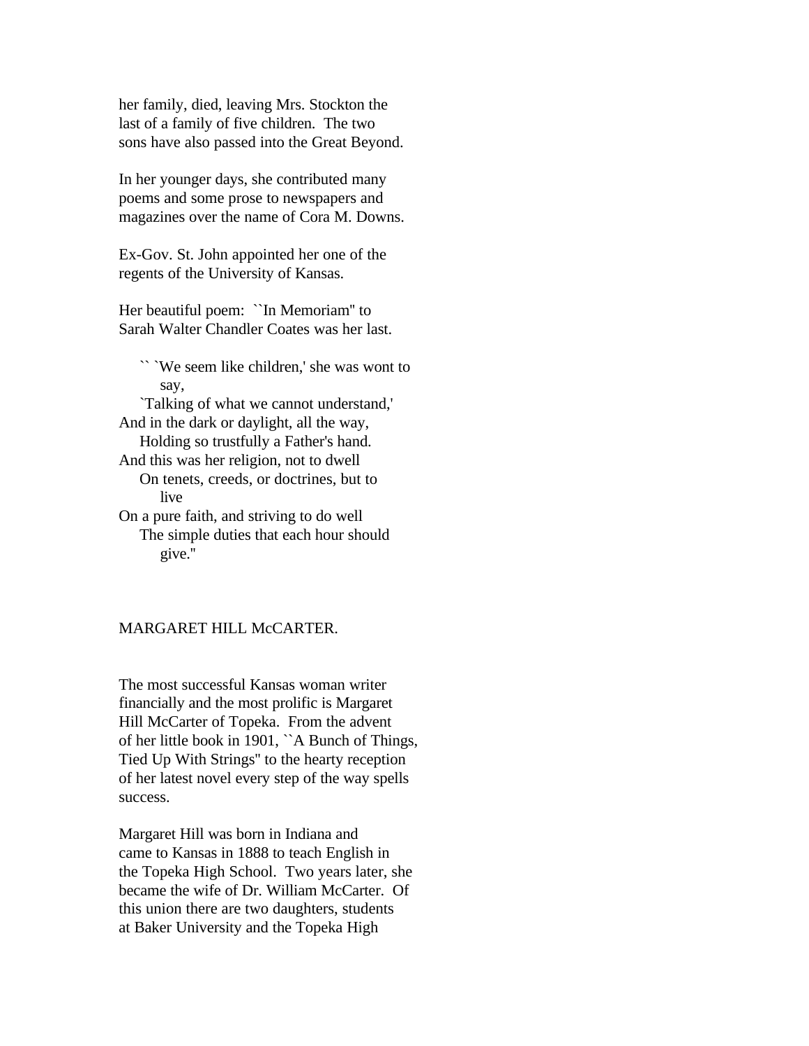her family, died, leaving Mrs. Stockton the last of a family of five children. The two sons have also passed into the Great Beyond.

In her younger days, she contributed many poems and some prose to newspapers and magazines over the name of Cora M. Downs.

Ex-Gov. St. John appointed her one of the regents of the University of Kansas.

Her beautiful poem: ``In Memoriam'' to Sarah Walter Chandler Coates was her last.

> `` `We seem like children,' she was wont to say,
> `Talking of what we cannot understand,'
> And in the dark or daylight, all the way,
> Holding so trustfully a Father's hand.
> And this was her religion, not to dwell
> On tenets, creeds, or doctrines, but to live
> On a pure faith, and striving to do well
> The simple duties that each hour should give.''

## MARGARET HILL McCARTER.

The most successful Kansas woman writer financially and the most prolific is Margaret Hill McCarter of Topeka. From the advent of her little book in 1901, ``A Bunch of Things, Tied Up With Strings'' to the hearty reception of her latest novel every step of the way spells success.

Margaret Hill was born in Indiana and came to Kansas in 1888 to teach English in the Topeka High School. Two years later, she became the wife of Dr. William McCarter. Of this union there are two daughters, students at Baker University and the Topeka High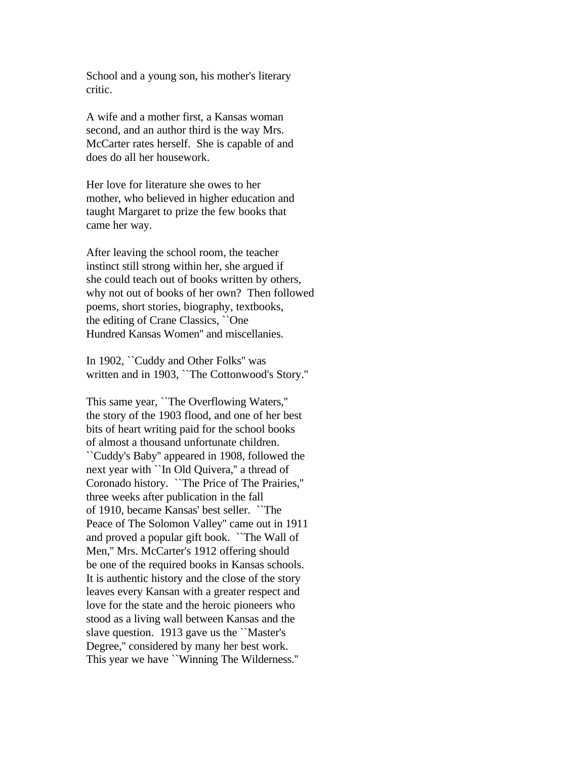School and a young son, his mother's literary critic.

A wife and a mother first, a Kansas woman second, and an author third is the way Mrs. McCarter rates herself. She is capable of and does do all her housework.

Her love for literature she owes to her mother, who believed in higher education and taught Margaret to prize the few books that came her way.

After leaving the school room, the teacher instinct still strong within her, she argued if she could teach out of books written by others, why not out of books of her own? Then followed poems, short stories, biography, textbooks, the editing of Crane Classics, ``One Hundred Kansas Women'' and miscellanies.

In 1902, ``Cuddy and Other Folks'' was written and in 1903, ``The Cottonwood's Story.''

This same year, ``The Overflowing Waters,'' the story of the 1903 flood, and one of her best bits of heart writing paid for the school books of almost a thousand unfortunate children. ``Cuddy's Baby'' appeared in 1908, followed the next year with ``In Old Quivera,'' a thread of Coronado history. ``The Price of The Prairies,'' three weeks after publication in the fall of 1910, became Kansas' best seller. ``The Peace of The Solomon Valley'' came out in 1911 and proved a popular gift book. ``The Wall of Men,'' Mrs. McCarter's 1912 offering should be one of the required books in Kansas schools. It is authentic history and the close of the story leaves every Kansan with a greater respect and love for the state and the heroic pioneers who stood as a living wall between Kansas and the slave question. 1913 gave us the ``Master's Degree,'' considered by many her best work. This year we have ``Winning The Wilderness.''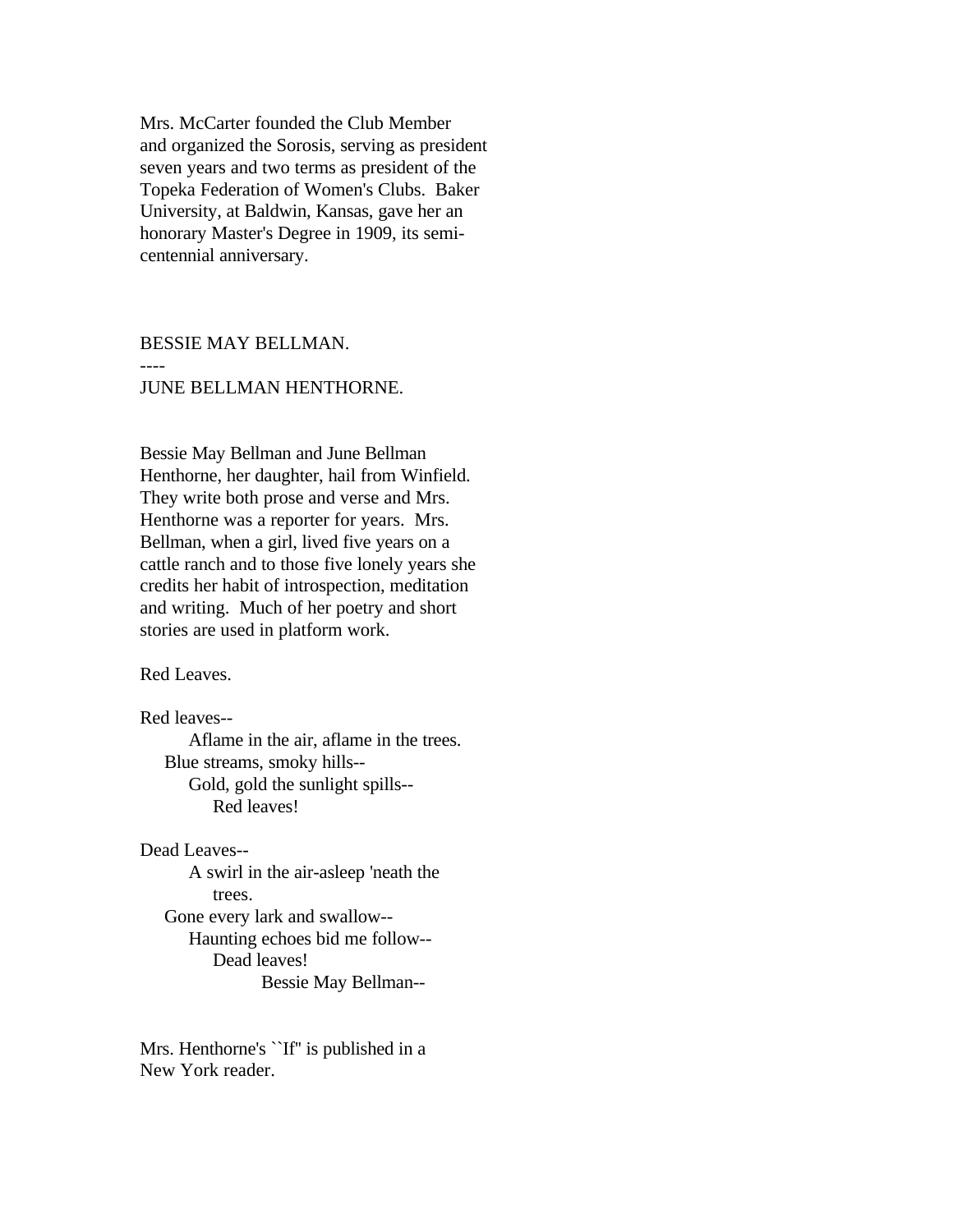Mrs. McCarter founded the Club Member and organized the Sorosis, serving as president seven years and two terms as president of the Topeka Federation of Women's Clubs. Baker University, at Baldwin, Kansas, gave her an honorary Master's Degree in 1909, its semi-centennial anniversary.

## BESSIE MAY BELLMAN.

----

## JUNE BELLMAN HENTHORNE.

Bessie May Bellman and June Bellman Henthorne, her daughter, hail from Winfield. They write both prose and verse and Mrs. Henthorne was a reporter for years. Mrs. Bellman, when a girl, lived five years on a cattle ranch and to those five lonely years she credits her habit of introspection, meditation and writing. Much of her poetry and short stories are used in platform work.

Red Leaves.

Red leaves--  
        Aflame in the air, aflame in the trees.  
    Blue streams, smoky hills--  
        Gold, gold the sunlight spills--  
            Red leaves!

Dead Leaves--  
        A swirl in the air-asleep 'neath the  
            trees.  
    Gone every lark and swallow--  
        Haunting echoes bid me follow--  
            Dead leaves!  
                    Bessie May Bellman--

Mrs. Henthorne's ``If'' is published in a New York reader.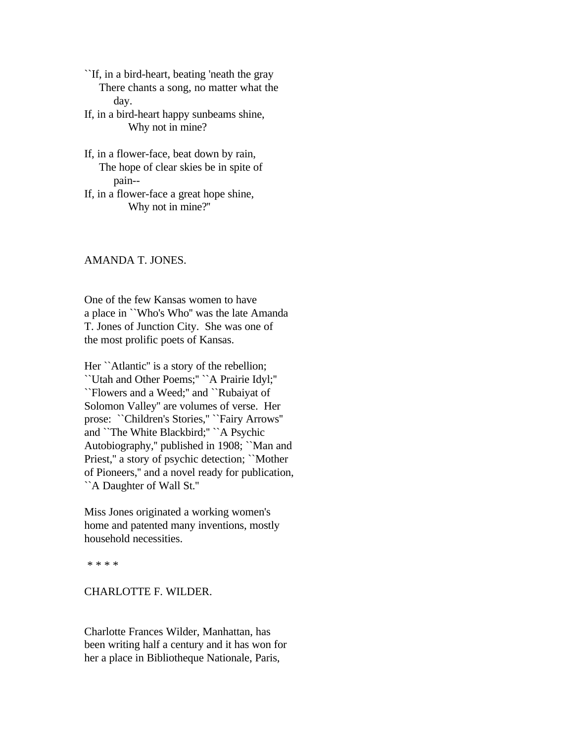``If, in a bird-heart, beating 'neath the gray
    There chants a song, no matter what the
        day.
If, in a bird-heart happy sunbeams shine,
            Why not in mine?

If, in a flower-face, beat down by rain,
    The hope of clear skies be in spite of
        pain--
If, in a flower-face a great hope shine,
            Why not in mine?''

## AMANDA T. JONES.

One of the few Kansas women to have a place in ``Who's Who'' was the late Amanda T. Jones of Junction City. She was one of the most prolific poets of Kansas.

Her ``Atlantic'' is a story of the rebellion; ``Utah and Other Poems;'' ``A Prairie Idyl;'' ``Flowers and a Weed;'' and ``Rubaiyat of Solomon Valley'' are volumes of verse. Her prose: ``Children's Stories,'' ``Fairy Arrows'' and ``The White Blackbird;'' ``A Psychic Autobiography,'' published in 1908; ``Man and Priest,'' a story of psychic detection; ``Mother of Pioneers,'' and a novel ready for publication, ``A Daughter of Wall St.''

Miss Jones originated a working women's home and patented many inventions, mostly household necessities.

* * * *

## CHARLOTTE F. WILDER.

Charlotte Frances Wilder, Manhattan, has been writing half a century and it has won for her a place in Bibliotheque Nationale, Paris,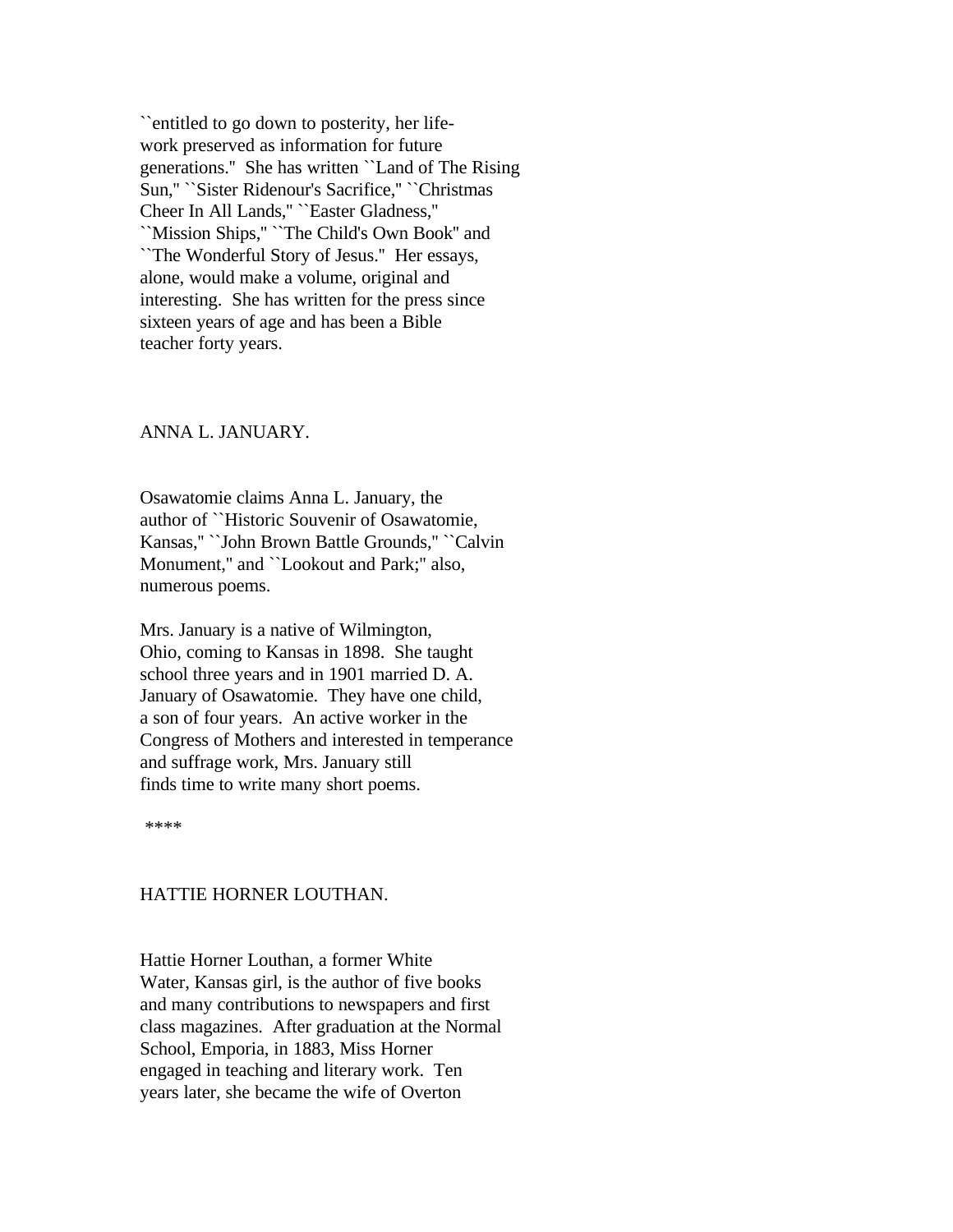``entitled to go down to posterity, her life-work preserved as information for future generations.'' She has written ``Land of The Rising Sun,'' ``Sister Ridenour's Sacrifice,'' ``Christmas Cheer In All Lands,'' ``Easter Gladness,'' ``Mission Ships,'' ``The Child's Own Book'' and ``The Wonderful Story of Jesus.'' Her essays, alone, would make a volume, original and interesting. She has written for the press since sixteen years of age and has been a Bible teacher forty years.

## ANNA L. JANUARY.

Osawatomie claims Anna L. January, the author of ``Historic Souvenir of Osawatomie, Kansas,'' ``John Brown Battle Grounds,'' ``Calvin Monument,'' and ``Lookout and Park;'' also, numerous poems.

Mrs. January is a native of Wilmington, Ohio, coming to Kansas in 1898. She taught school three years and in 1901 married D. A. January of Osawatomie. They have one child, a son of four years. An active worker in the Congress of Mothers and interested in temperance and suffrage work, Mrs. January still finds time to write many short poems.

****

## HATTIE HORNER LOUTHAN.

Hattie Horner Louthan, a former White Water, Kansas girl, is the author of five books and many contributions to newspapers and first class magazines. After graduation at the Normal School, Emporia, in 1883, Miss Horner engaged in teaching and literary work. Ten years later, she became the wife of Overton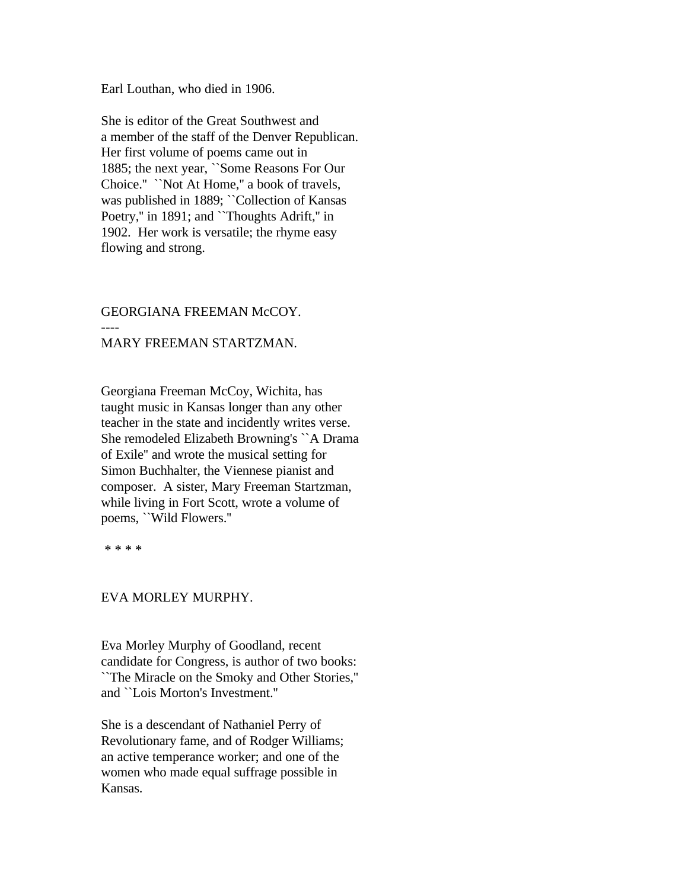Earl Louthan, who died in 1906.

She is editor of the Great Southwest and a member of the staff of the Denver Republican. Her first volume of poems came out in 1885; the next year, ``Some Reasons For Our Choice.'' ``Not At Home,'' a book of travels, was published in 1889; ``Collection of Kansas Poetry,'' in 1891; and ``Thoughts Adrift,'' in 1902. Her work is versatile; the rhyme easy flowing and strong.

## GEORGIANA FREEMAN McCOY.

----

## MARY FREEMAN STARTZMAN.

Georgiana Freeman McCoy, Wichita, has taught music in Kansas longer than any other teacher in the state and incidently writes verse. She remodeled Elizabeth Browning's ``A Drama of Exile'' and wrote the musical setting for Simon Buchhalter, the Viennese pianist and composer. A sister, Mary Freeman Startzman, while living in Fort Scott, wrote a volume of poems, ``Wild Flowers.''

\* \* \* \*

## EVA MORLEY MURPHY.

Eva Morley Murphy of Goodland, recent candidate for Congress, is author of two books: ``The Miracle on the Smoky and Other Stories,'' and ``Lois Morton's Investment.''

She is a descendant of Nathaniel Perry of Revolutionary fame, and of Rodger Williams; an active temperance worker; and one of the women who made equal suffrage possible in Kansas.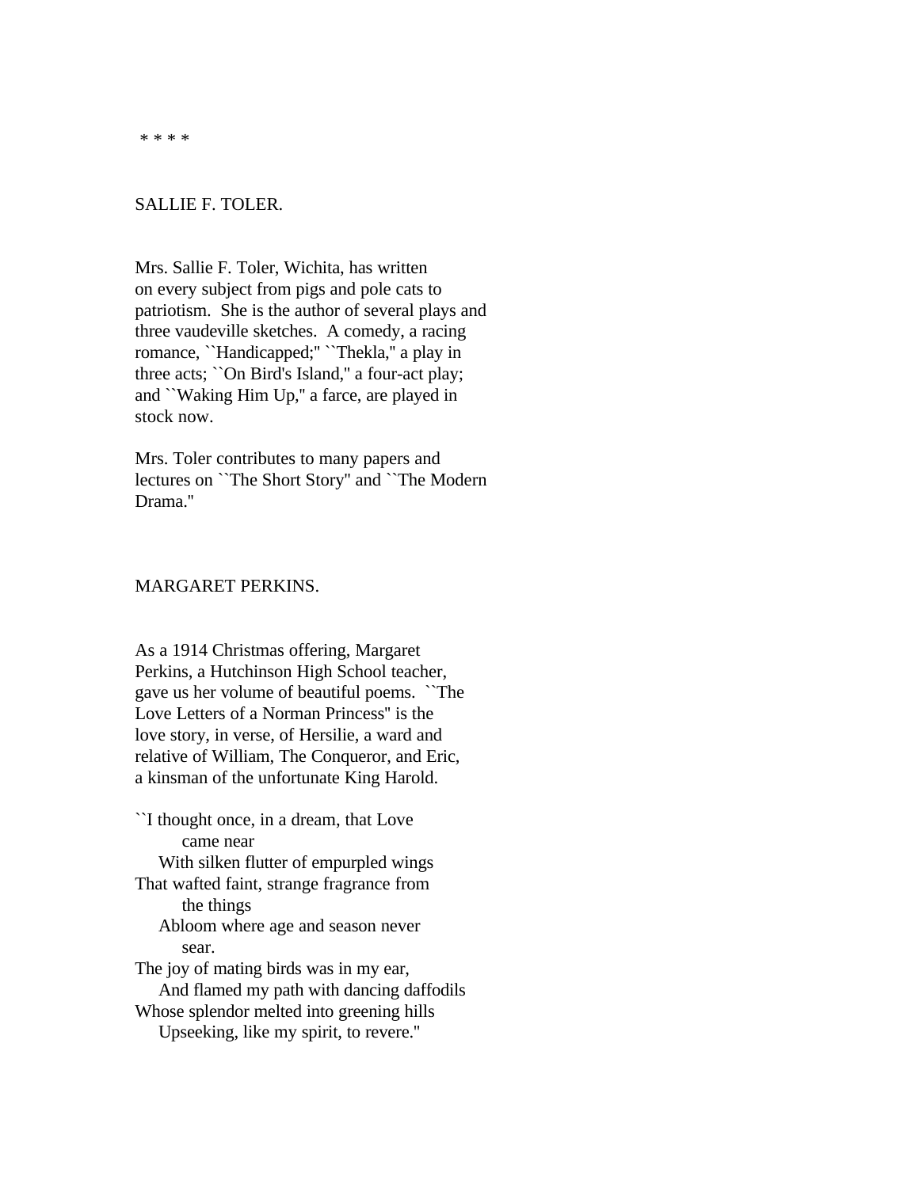\* \* \* \*

## SALLIE F. TOLER.

Mrs. Sallie F. Toler, Wichita, has written on every subject from pigs and pole cats to patriotism. She is the author of several plays and three vaudeville sketches. A comedy, a racing romance, ``Handicapped;'' ``Thekla,'' a play in three acts; ``On Bird's Island,'' a four-act play; and ``Waking Him Up,'' a farce, are played in stock now.

Mrs. Toler contributes to many papers and lectures on ``The Short Story'' and ``The Modern Drama.''

## MARGARET PERKINS.

As a 1914 Christmas offering, Margaret Perkins, a Hutchinson High School teacher, gave us her volume of beautiful poems. ``The Love Letters of a Norman Princess'' is the love story, in verse, of Hersilie, a ward and relative of William, The Conqueror, and Eric, a kinsman of the unfortunate King Harold.

``I thought once, in a dream, that Love came near  
With silken flutter of empurpled wings  
That wafted faint, strange fragrance from the things  
Abloom where age and season never sear.  
The joy of mating birds was in my ear,  
And flamed my path with dancing daffodils  
Whose splendor melted into greening hills  
Upseeking, like my spirit, to revere.''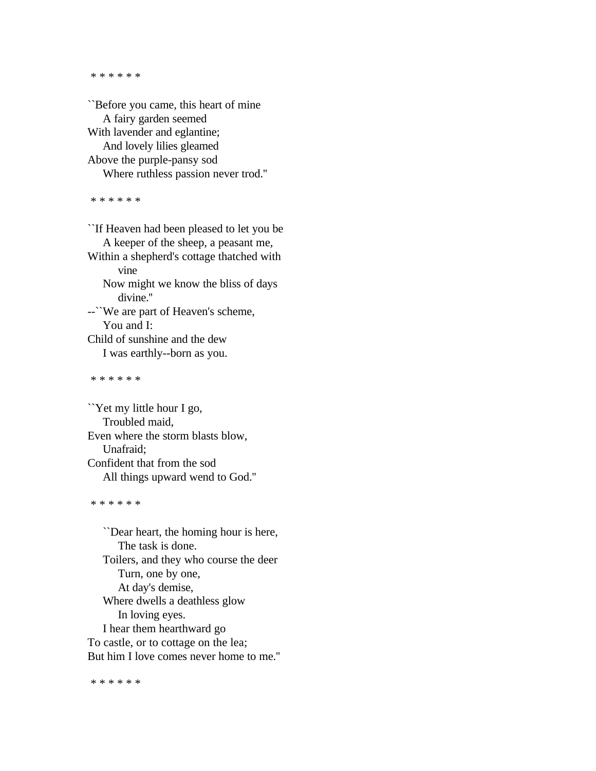\* \* \* \* \* \*

``Before you came, this heart of mine
    A fairy garden seemed
With lavender and eglantine;
    And lovely lilies gleamed
Above the purple-pansy sod
    Where ruthless passion never trod.''

\* \* \* \* \* \*

``If Heaven had been pleased to let you be
    A keeper of the sheep, a peasant me,
Within a shepherd's cottage thatched with
        vine
    Now might we know the bliss of days
        divine.''
--``We are part of Heaven's scheme,
    You and I:
Child of sunshine and the dew
    I was earthly--born as you.

\* \* \* \* \* \*

``Yet my little hour I go,
    Troubled maid,
Even where the storm blasts blow,
    Unafraid;
Confident that from the sod
    All things upward wend to God.''

\* \* \* \* \* \*

    ``Dear heart, the homing hour is here,
        The task is done.
    Toilers, and they who course the deer
        Turn, one by one,
        At day's demise,
    Where dwells a deathless glow
        In loving eyes.
    I hear them hearthward go
To castle, or to cottage on the lea;
But him I love comes never home to me.''

\* \* \* \* \* \*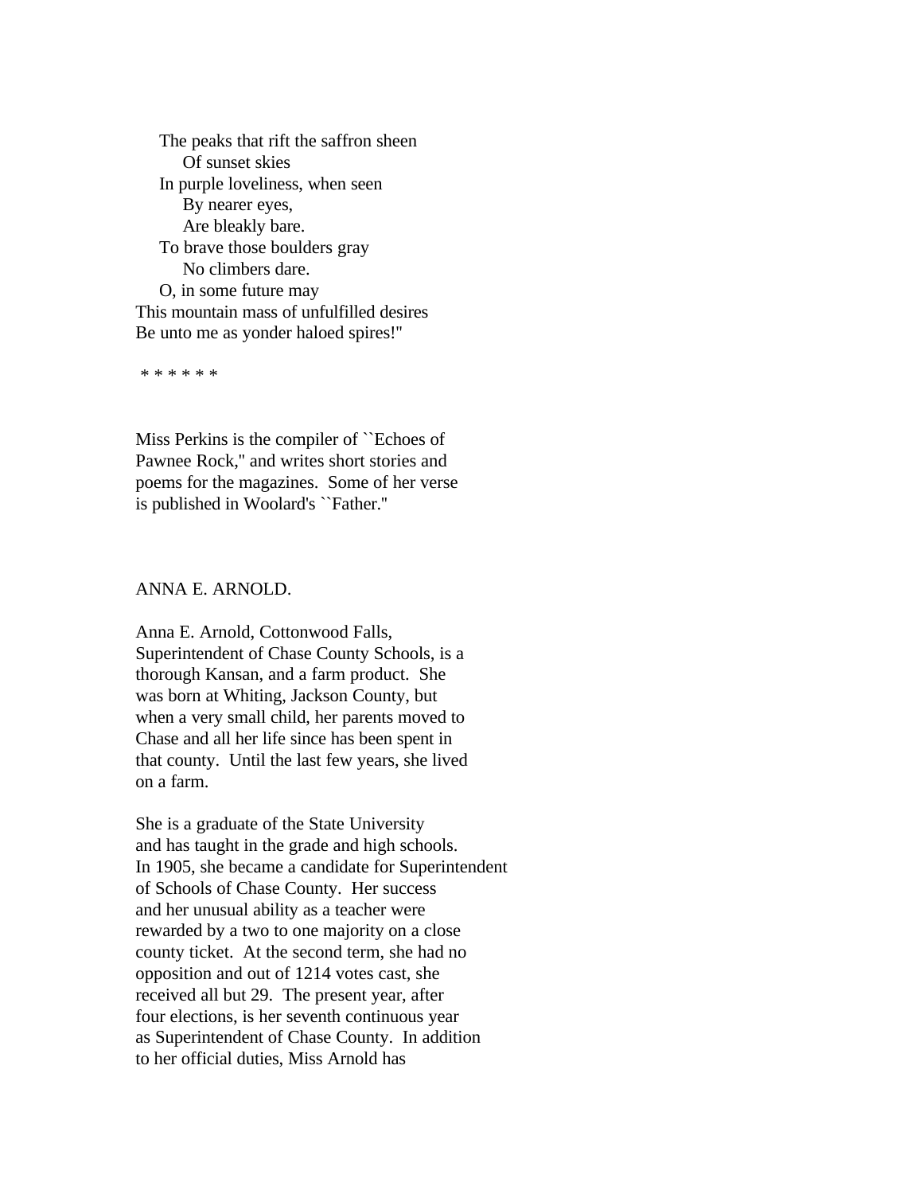The peaks that rift the saffron sheen
  Of sunset skies
In purple loveliness, when seen
  By nearer eyes,
  Are bleakly bare.
To brave those boulders gray
  No climbers dare.
O, in some future may
This mountain mass of unfulfilled desires
Be unto me as yonder haloed spires!"

* * * * * *

Miss Perkins is the compiler of ``Echoes of Pawnee Rock,'' and writes short stories and poems for the magazines. Some of her verse is published in Woolard's ``Father.''

ANNA E. ARNOLD.

Anna E. Arnold, Cottonwood Falls, Superintendent of Chase County Schools, is a thorough Kansan, and a farm product. She was born at Whiting, Jackson County, but when a very small child, her parents moved to Chase and all her life since has been spent in that county. Until the last few years, she lived on a farm.

She is a graduate of the State University and has taught in the grade and high schools. In 1905, she became a candidate for Superintendent of Schools of Chase County. Her success and her unusual ability as a teacher were rewarded by a two to one majority on a close county ticket. At the second term, she had no opposition and out of 1214 votes cast, she received all but 29. The present year, after four elections, is her seventh continuous year as Superintendent of Chase County. In addition to her official duties, Miss Arnold has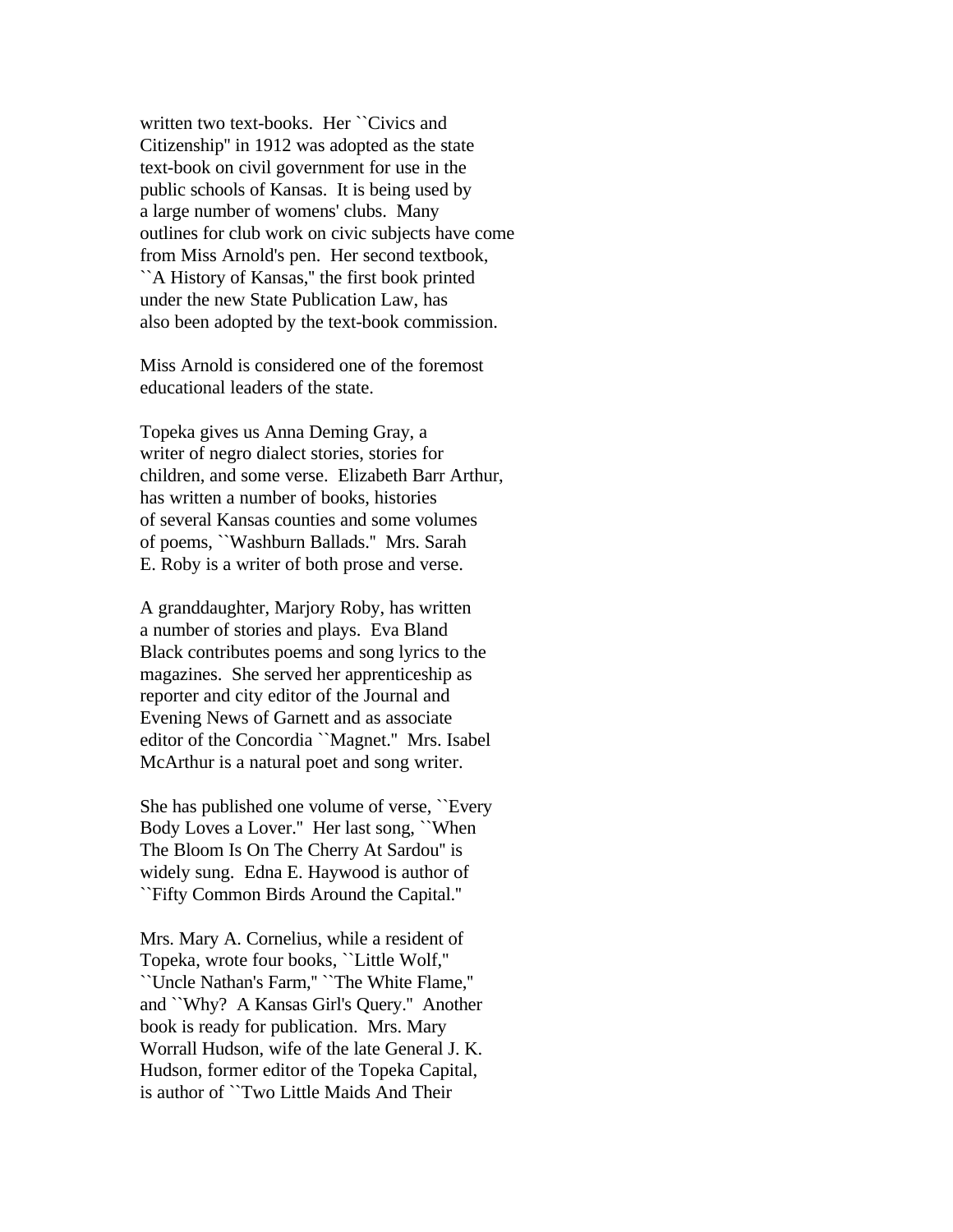written two text-books. Her ``Civics and Citizenship'' in 1912 was adopted as the state text-book on civil government for use in the public schools of Kansas. It is being used by a large number of womens' clubs. Many outlines for club work on civic subjects have come from Miss Arnold's pen. Her second textbook, ``A History of Kansas,'' the first book printed under the new State Publication Law, has also been adopted by the text-book commission.

Miss Arnold is considered one of the foremost educational leaders of the state.

Topeka gives us Anna Deming Gray, a writer of negro dialect stories, stories for children, and some verse. Elizabeth Barr Arthur, has written a number of books, histories of several Kansas counties and some volumes of poems, ``Washburn Ballads.'' Mrs. Sarah E. Roby is a writer of both prose and verse.

A granddaughter, Marjory Roby, has written a number of stories and plays. Eva Bland Black contributes poems and song lyrics to the magazines. She served her apprenticeship as reporter and city editor of the Journal and Evening News of Garnett and as associate editor of the Concordia ``Magnet.'' Mrs. Isabel McArthur is a natural poet and song writer.

She has published one volume of verse, ``Every Body Loves a Lover.'' Her last song, ``When The Bloom Is On The Cherry At Sardou'' is widely sung. Edna E. Haywood is author of ``Fifty Common Birds Around the Capital.''

Mrs. Mary A. Cornelius, while a resident of Topeka, wrote four books, ``Little Wolf,'' ``Uncle Nathan's Farm,'' ``The White Flame,'' and ``Why? A Kansas Girl's Query.'' Another book is ready for publication. Mrs. Mary Worrall Hudson, wife of the late General J. K. Hudson, former editor of the Topeka Capital, is author of ``Two Little Maids And Their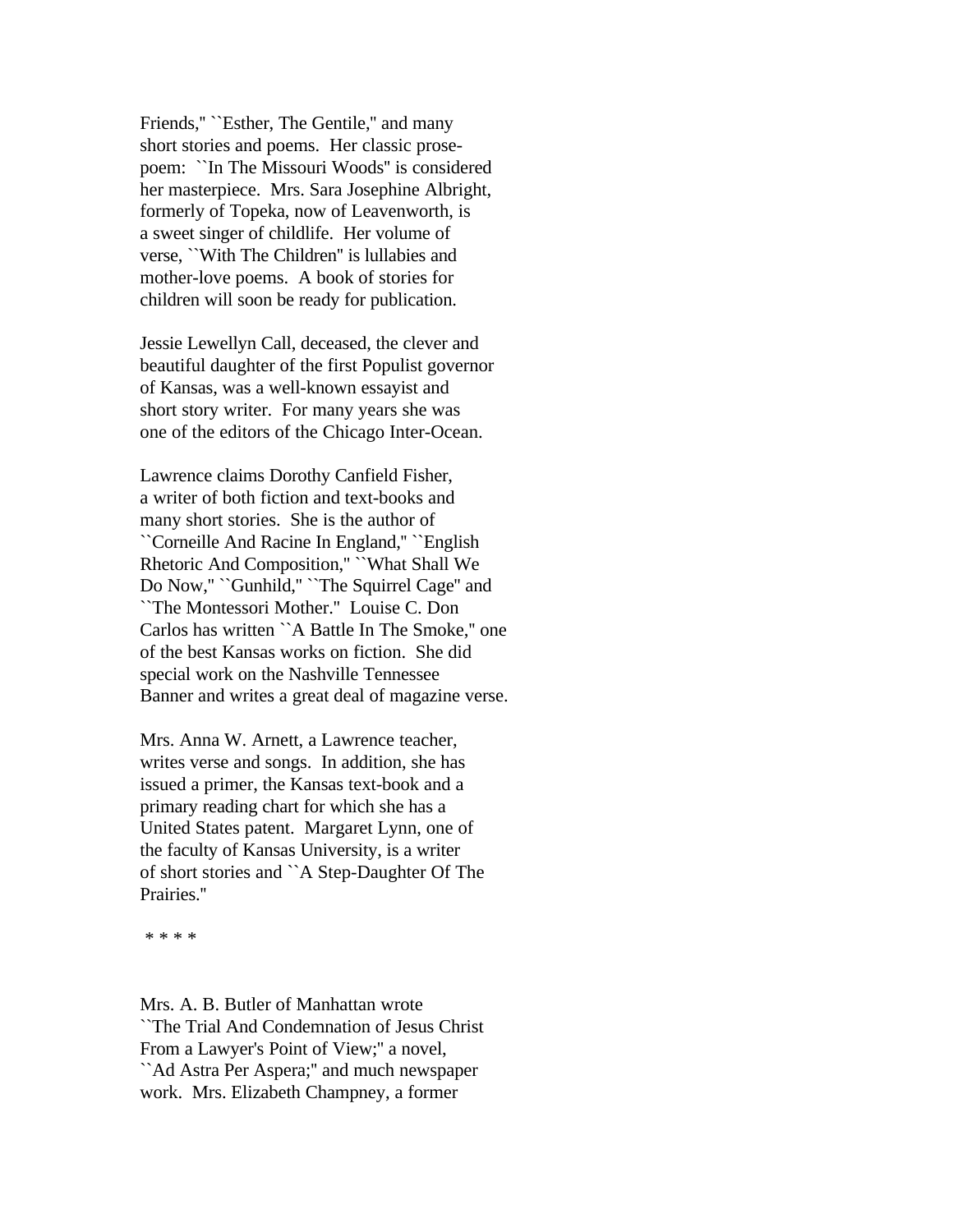Friends,'' ``Esther, The Gentile,'' and many short stories and poems. Her classic prose-poem: ``In The Missouri Woods'' is considered her masterpiece. Mrs. Sara Josephine Albright, formerly of Topeka, now of Leavenworth, is a sweet singer of childlife. Her volume of verse, ``With The Children'' is lullabies and mother-love poems. A book of stories for children will soon be ready for publication.

Jessie Lewellyn Call, deceased, the clever and beautiful daughter of the first Populist governor of Kansas, was a well-known essayist and short story writer. For many years she was one of the editors of the Chicago Inter-Ocean.

Lawrence claims Dorothy Canfield Fisher, a writer of both fiction and text-books and many short stories. She is the author of ``Corneille And Racine In England,'' ``English Rhetoric And Composition,'' ``What Shall We Do Now,'' ``Gunhild,'' ``The Squirrel Cage'' and ``The Montessori Mother.'' Louise C. Don Carlos has written ``A Battle In The Smoke,'' one of the best Kansas works on fiction. She did special work on the Nashville Tennessee Banner and writes a great deal of magazine verse.

Mrs. Anna W. Arnett, a Lawrence teacher, writes verse and songs. In addition, she has issued a primer, the Kansas text-book and a primary reading chart for which she has a United States patent. Margaret Lynn, one of the faculty of Kansas University, is a writer of short stories and ``A Step-Daughter Of The Prairies.''

\* \* \* \*

Mrs. A. B. Butler of Manhattan wrote ``The Trial And Condemnation of Jesus Christ From a Lawyer's Point of View;'' a novel, ``Ad Astra Per Aspera;'' and much newspaper work. Mrs. Elizabeth Champney, a former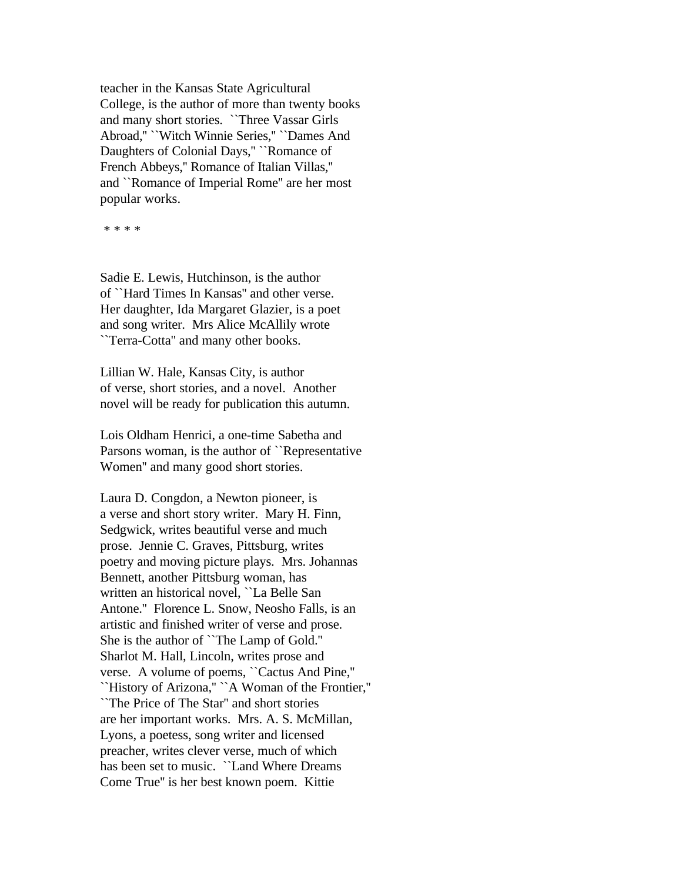teacher in the Kansas State Agricultural College, is the author of more than twenty books and many short stories. ``Three Vassar Girls Abroad,'' ``Witch Winnie Series,'' ``Dames And Daughters of Colonial Days,'' ``Romance of French Abbeys,'' Romance of Italian Villas,'' and ``Romance of Imperial Rome'' are her most popular works.

 * * * *

Sadie E. Lewis, Hutchinson, is the author of ``Hard Times In Kansas'' and other verse. Her daughter, Ida Margaret Glazier, is a poet and song writer. Mrs Alice McAllily wrote ``Terra-Cotta'' and many other books.

Lillian W. Hale, Kansas City, is author of verse, short stories, and a novel. Another novel will be ready for publication this autumn.

Lois Oldham Henrici, a one-time Sabetha and Parsons woman, is the author of ``Representative Women'' and many good short stories.

Laura D. Congdon, a Newton pioneer, is a verse and short story writer. Mary H. Finn, Sedgwick, writes beautiful verse and much prose. Jennie C. Graves, Pittsburg, writes poetry and moving picture plays. Mrs. Johannas Bennett, another Pittsburg woman, has written an historical novel, ``La Belle San Antone.'' Florence L. Snow, Neosho Falls, is an artistic and finished writer of verse and prose. She is the author of ``The Lamp of Gold.'' Sharlot M. Hall, Lincoln, writes prose and verse. A volume of poems, ``Cactus And Pine,'' ``History of Arizona,'' ``A Woman of the Frontier,'' ``The Price of The Star'' and short stories are her important works. Mrs. A. S. McMillan, Lyons, a poetess, song writer and licensed preacher, writes clever verse, much of which has been set to music. ``Land Where Dreams Come True'' is her best known poem. Kittie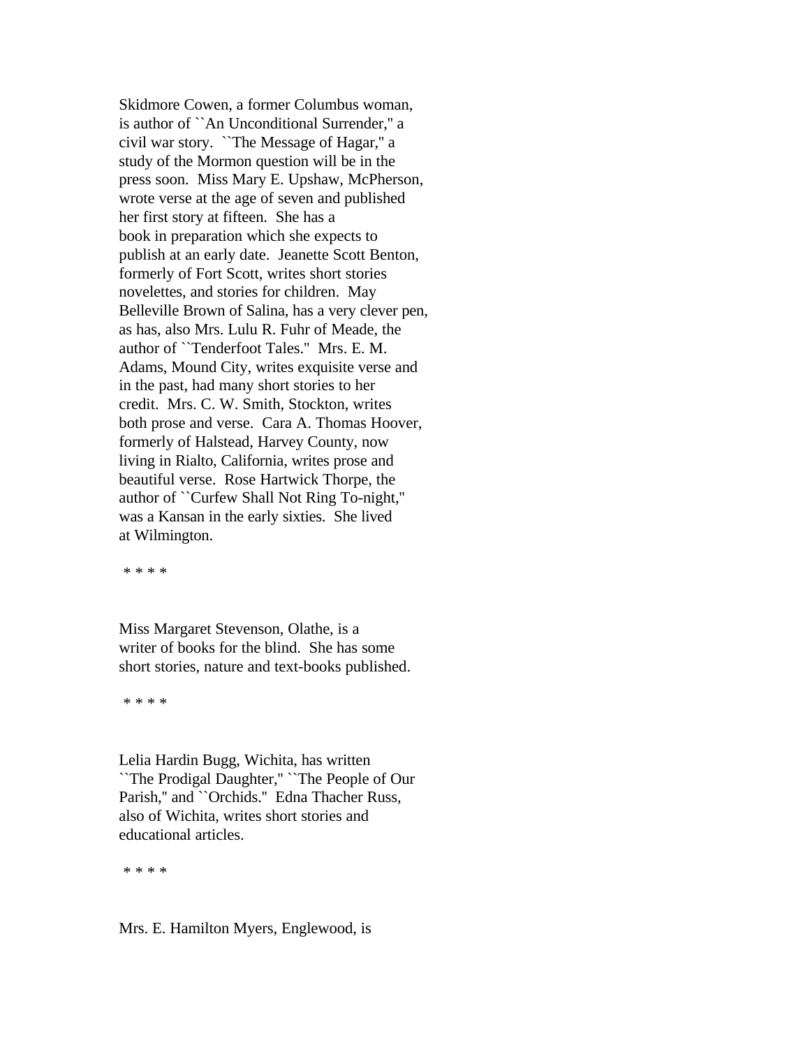Skidmore Cowen, a former Columbus woman, is author of ``An Unconditional Surrender,'' a civil war story. ``The Message of Hagar,'' a study of the Mormon question will be in the press soon. Miss Mary E. Upshaw, McPherson, wrote verse at the age of seven and published her first story at fifteen. She has a book in preparation which she expects to publish at an early date. Jeanette Scott Benton, formerly of Fort Scott, writes short stories novelettes, and stories for children. May Belleville Brown of Salina, has a very clever pen, as has, also Mrs. Lulu R. Fuhr of Meade, the author of ``Tenderfoot Tales.'' Mrs. E. M. Adams, Mound City, writes exquisite verse and in the past, had many short stories to her credit. Mrs. C. W. Smith, Stockton, writes both prose and verse. Cara A. Thomas Hoover, formerly of Halstead, Harvey County, now living in Rialto, California, writes prose and beautiful verse. Rose Hartwick Thorpe, the author of ``Curfew Shall Not Ring To-night,'' was a Kansan in the early sixties. She lived at Wilmington.

* * * *

Miss Margaret Stevenson, Olathe, is a writer of books for the blind. She has some short stories, nature and text-books published.

* * * *

Lelia Hardin Bugg, Wichita, has written ``The Prodigal Daughter,'' ``The People of Our Parish,'' and ``Orchids.'' Edna Thacher Russ, also of Wichita, writes short stories and educational articles.

* * * *

Mrs. E. Hamilton Myers, Englewood, is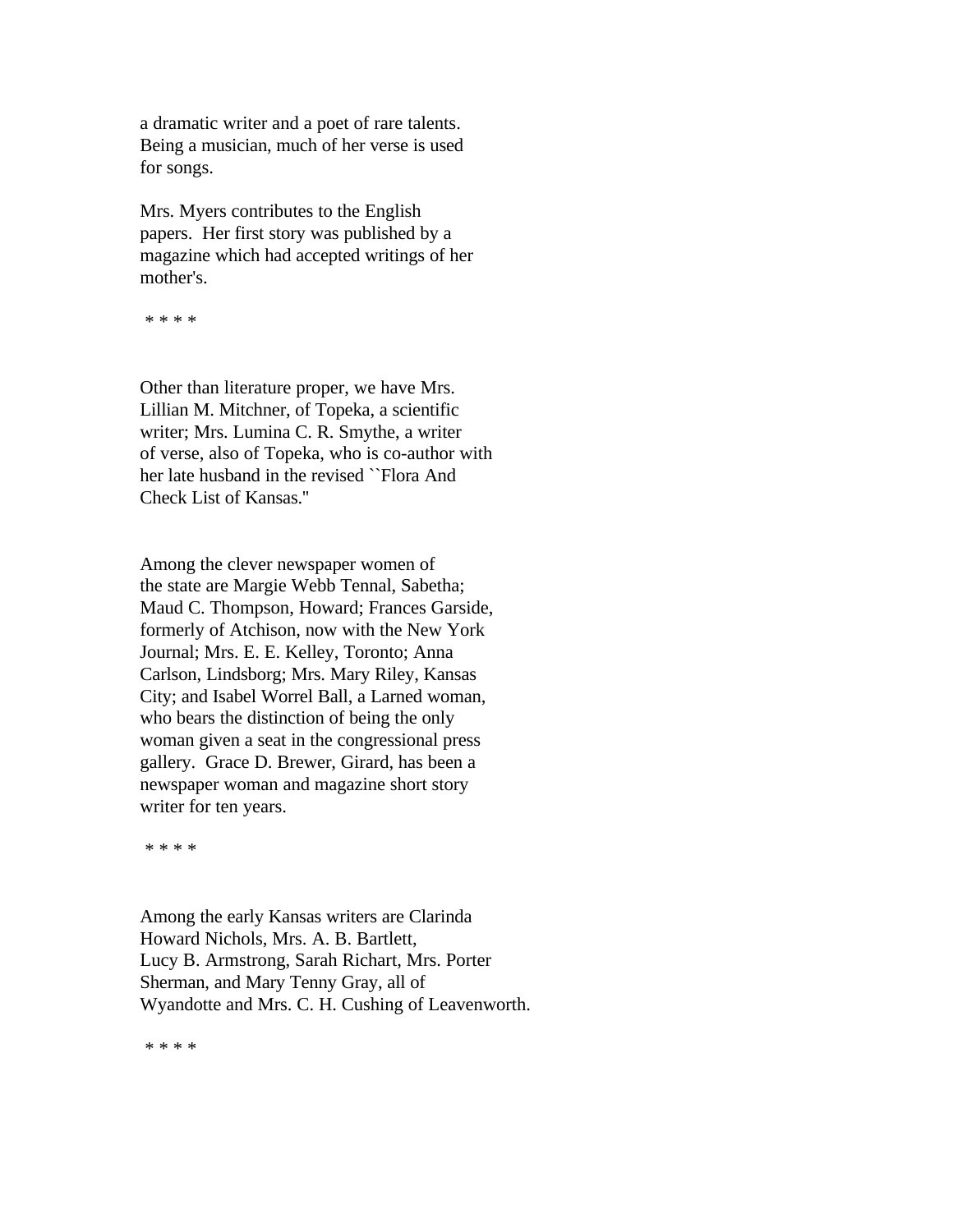a dramatic writer and a poet of rare talents. Being a musician, much of her verse is used for songs.

Mrs. Myers contributes to the English papers. Her first story was published by a magazine which had accepted writings of her mother's.

* * * *

Other than literature proper, we have Mrs. Lillian M. Mitchner, of Topeka, a scientific writer; Mrs. Lumina C. R. Smythe, a writer of verse, also of Topeka, who is co-author with her late husband in the revised ``Flora And Check List of Kansas.''

Among the clever newspaper women of the state are Margie Webb Tennal, Sabetha; Maud C. Thompson, Howard; Frances Garside, formerly of Atchison, now with the New York Journal; Mrs. E. E. Kelley, Toronto; Anna Carlson, Lindsborg; Mrs. Mary Riley, Kansas City; and Isabel Worrel Ball, a Larned woman, who bears the distinction of being the only woman given a seat in the congressional press gallery. Grace D. Brewer, Girard, has been a newspaper woman and magazine short story writer for ten years.

* * * *

Among the early Kansas writers are Clarinda Howard Nichols, Mrs. A. B. Bartlett, Lucy B. Armstrong, Sarah Richart, Mrs. Porter Sherman, and Mary Tenny Gray, all of Wyandotte and Mrs. C. H. Cushing of Leavenworth.

* * * *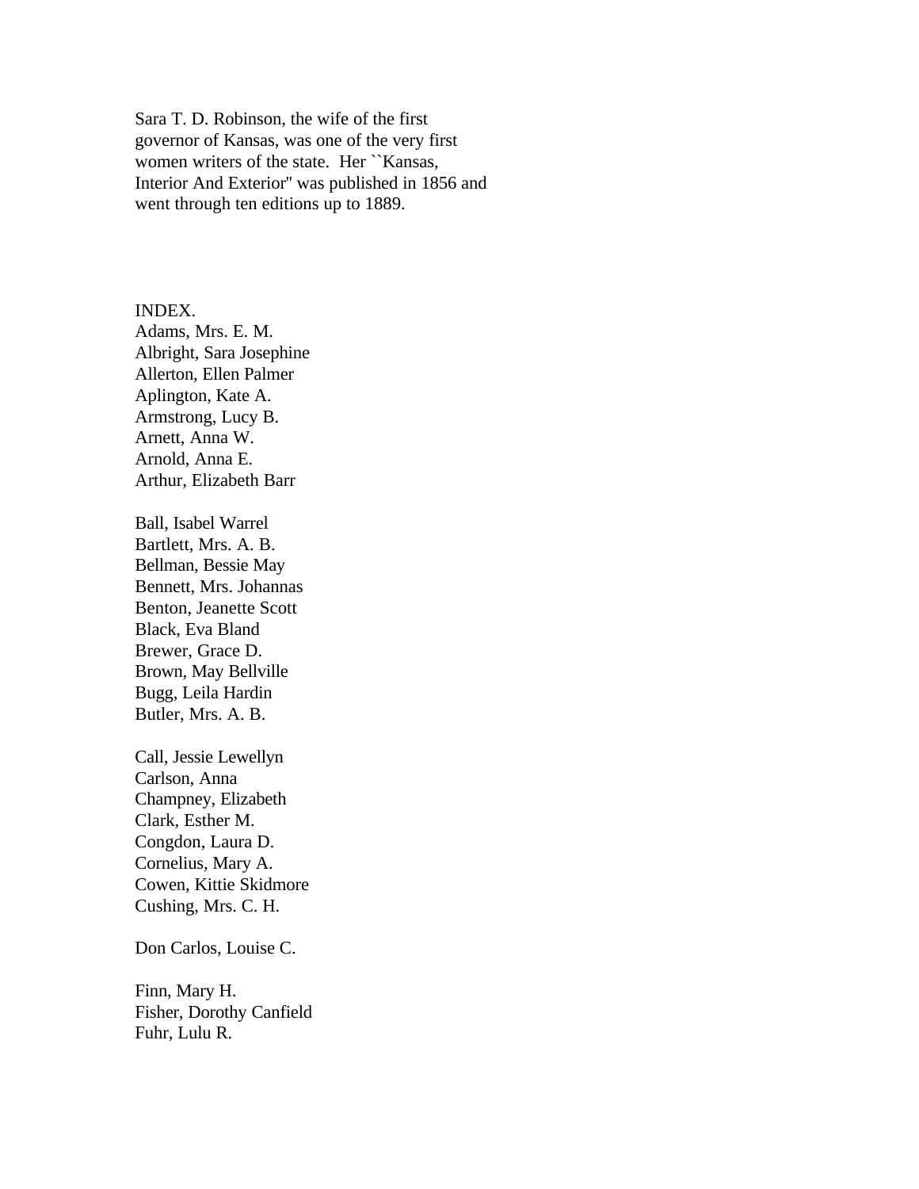Sara T. D. Robinson, the wife of the first governor of Kansas, was one of the very first women writers of the state. Her ``Kansas, Interior And Exterior'' was published in 1856 and went through ten editions up to 1889.

INDEX.

Adams, Mrs. E. M.
Albright, Sara Josephine
Allerton, Ellen Palmer
Aplington, Kate A.
Armstrong, Lucy B.
Arnett, Anna W.
Arnold, Anna E.
Arthur, Elizabeth Barr

Ball, Isabel Warrel
Bartlett, Mrs. A. B.
Bellman, Bessie May
Bennett, Mrs. Johannas
Benton, Jeanette Scott
Black, Eva Bland
Brewer, Grace D.
Brown, May Bellville
Bugg, Leila Hardin
Butler, Mrs. A. B.

Call, Jessie Lewellyn
Carlson, Anna
Champney, Elizabeth
Clark, Esther M.
Congdon, Laura D.
Cornelius, Mary A.
Cowen, Kittie Skidmore
Cushing, Mrs. C. H.

Don Carlos, Louise C.

Finn, Mary H.
Fisher, Dorothy Canfield
Fuhr, Lulu R.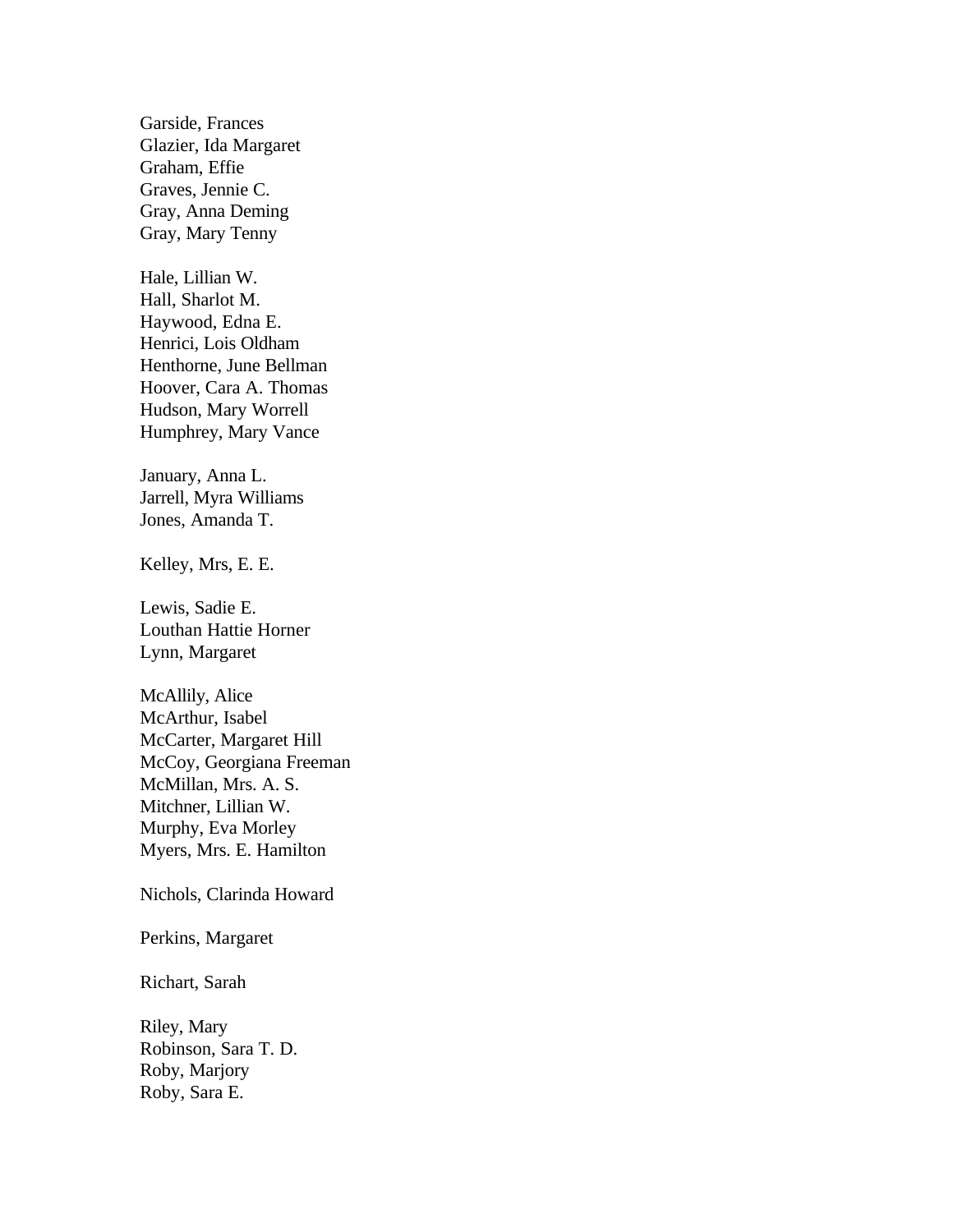Garside, Frances
Glazier, Ida Margaret
Graham, Effie
Graves, Jennie C.
Gray, Anna Deming
Gray, Mary Tenny

Hale, Lillian W.
Hall, Sharlot M.
Haywood, Edna E.
Henrici, Lois Oldham
Henthorne, June Bellman
Hoover, Cara A. Thomas
Hudson, Mary Worrell
Humphrey, Mary Vance

January, Anna L.
Jarrell, Myra Williams
Jones, Amanda T.

Kelley, Mrs, E. E.

Lewis, Sadie E.
Louthan Hattie Horner
Lynn, Margaret

McAllily, Alice
McArthur, Isabel
McCarter, Margaret Hill
McCoy, Georgiana Freeman
McMillan, Mrs. A. S.
Mitchner, Lillian W.
Murphy, Eva Morley
Myers, Mrs. E. Hamilton

Nichols, Clarinda Howard

Perkins, Margaret

Richart, Sarah

Riley, Mary
Robinson, Sara T. D.
Roby, Marjory
Roby, Sara E.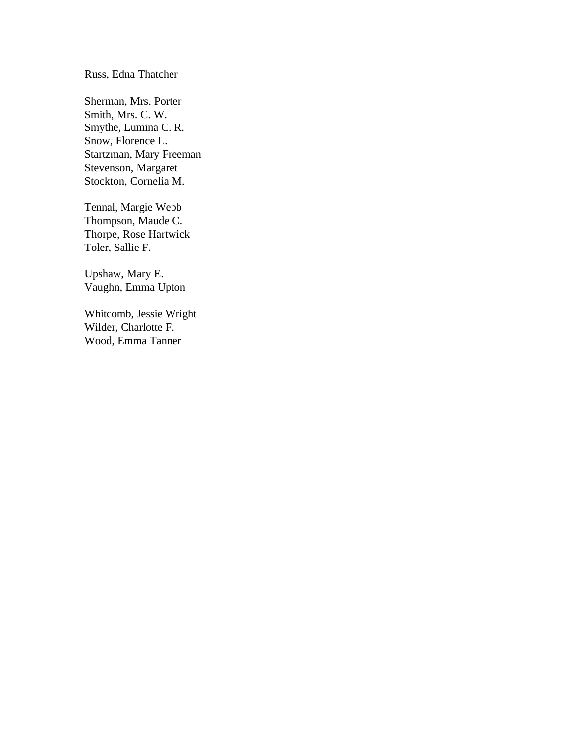Russ, Edna Thatcher

Sherman, Mrs. Porter
Smith, Mrs. C. W.
Smythe, Lumina C. R.
Snow, Florence L.
Startzman, Mary Freeman
Stevenson, Margaret
Stockton, Cornelia M.

Tennal, Margie Webb
Thompson, Maude C.
Thorpe, Rose Hartwick
Toler, Sallie F.

Upshaw, Mary E.
Vaughn, Emma Upton

Whitcomb, Jessie Wright
Wilder, Charlotte F.
Wood, Emma Tanner